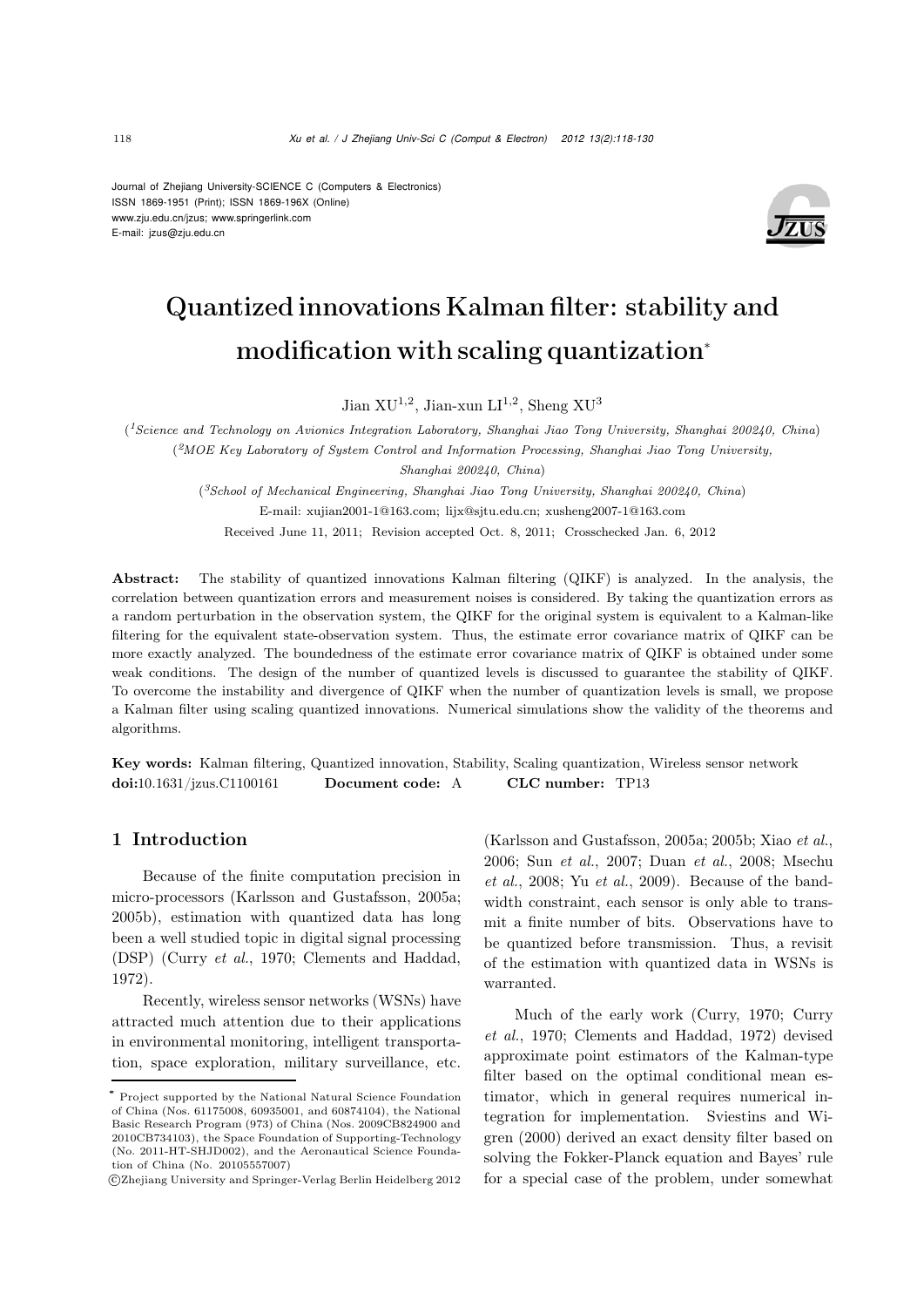Journal of Zhejiang University-SCIENCE C (Computers & Electronics)
ISSN 1869-1951 (Print); ISSN 1869-196X (Online)
www.zju.edu.cn/jzus; www.springerlink.com
E-mail: jzus@zju.edu.cn

# Quantized innovations Kalman filter: stability and modification with scaling quantization*

Jian XU[1,2], Jian-xun LI[1,2], Sheng XU[3]

([1]*Science and Technology on Avionics Integration Laboratory, Shanghai Jiao Tong University, Shanghai 200240, China*)

([2]*MOE Key Laboratory of System Control and Information Processing, Shanghai Jiao Tong University, Shanghai 200240, China*)

([3]*School of Mechanical Engineering, Shanghai Jiao Tong University, Shanghai 200240, China*)

E-mail: xujian2001-1@163.com; lijx@sjtu.edu.cn; xusheng2007-1@163.com

Received June 11, 2011; Revision accepted Oct. 8, 2011; Crosschecked Jan. 6, 2012

**Abstract:** The stability of quantized innovations Kalman filtering (QIKF) is analyzed. In the analysis, the correlation between quantization errors and measurement noises is considered. By taking the quantization errors as a random perturbation in the observation system, the QIKF for the original system is equivalent to a Kalman-like filtering for the equivalent state-observation system. Thus, the estimate error covariance matrix of QIKF can be more exactly analyzed. The boundedness of the estimate error covariance matrix of QIKF is obtained under some weak conditions. The design of the number of quantized levels is discussed to guarantee the stability of QIKF. To overcome the instability and divergence of QIKF when the number of quantization levels is small, we propose a Kalman filter using scaling quantized innovations. Numerical simulations show the validity of the theorems and algorithms.

**Key words:** Kalman filtering, Quantized innovation, Stability, Scaling quantization, Wireless sensor network
**doi:**10.1631/jzus.C1100161 **Document code:** A **CLC number:** TP13

## 1 Introduction

Because of the finite computation precision in micro-processors (Karlsson and Gustafsson, 2005a; 2005b), estimation with quantized data has long been a well studied topic in digital signal processing (DSP) (Curry *et al.*, 1970; Clements and Haddad, 1972).

Recently, wireless sensor networks (WSNs) have attracted much attention due to their applications in environmental monitoring, intelligent transportation, space exploration, military surveillance, etc. (Karlsson and Gustafsson, 2005a; 2005b; Xiao *et al.*, 2006; Sun *et al.*, 2007; Duan *et al.*, 2008; Msechu *et al.*, 2008; Yu *et al.*, 2009). Because of the bandwidth constraint, each sensor is only able to transmit a finite number of bits. Observations have to be quantized before transmission. Thus, a revisit of the estimation with quantized data in WSNs is warranted.

Much of the early work (Curry, 1970; Curry *et al.*, 1970; Clements and Haddad, 1972) devised approximate point estimators of the Kalman-type filter based on the optimal conditional mean estimator, which in general requires numerical integration for implementation. Sviestins and Wigren (2000) derived an exact density filter based on solving the Fokker-Planck equation and Bayes' rule for a special case of the problem, under somewhat

---

* Project supported by the National Natural Science Foundation of China (Nos. 61175008, 60935001, and 60874104), the National Basic Research Program (973) of China (Nos. 2009CB824900 and 2010CB734103), the Space Foundation of Supporting-Technology (No. 2011-HT-SHJD002), and the Aeronautical Science Foundation of China (No. 20105557007)

©Zhejiang University and Springer-Verlag Berlin Heidelberg 2012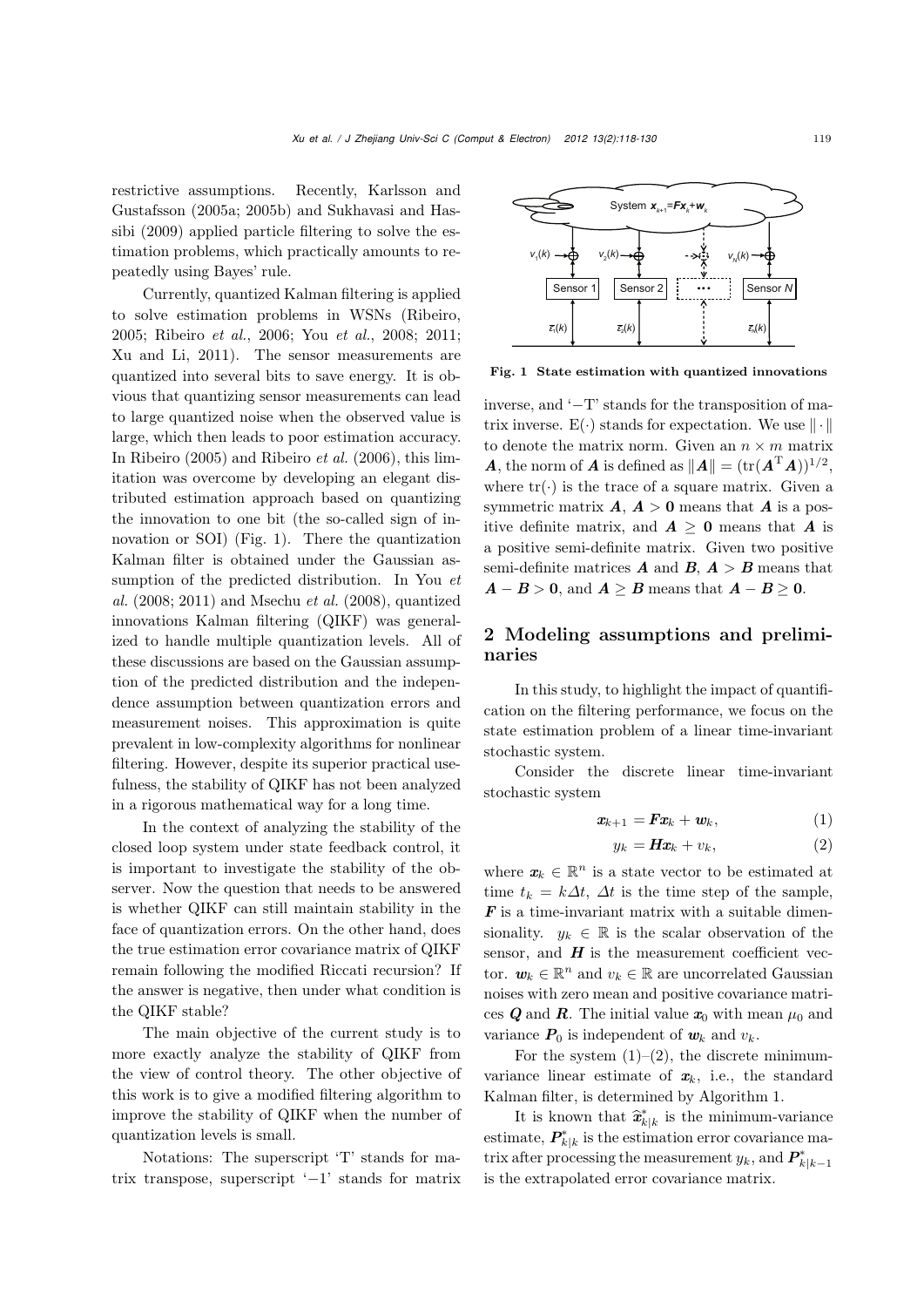restrictive assumptions. Recently, Karlsson and Gustafsson (2005a; 2005b) and Sukhavasi and Hassibi (2009) applied particle filtering to solve the estimation problems, which practically amounts to repeatedly using Bayes' rule.

Currently, quantized Kalman filtering is applied to solve estimation problems in WSNs (Ribeiro, 2005; Ribeiro *et al.*, 2006; You *et al.*, 2008; 2011; Xu and Li, 2011). The sensor measurements are quantized into several bits to save energy. It is obvious that quantizing sensor measurements can lead to large quantized noise when the observed value is large, which then leads to poor estimation accuracy. In Ribeiro (2005) and Ribeiro *et al.* (2006), this limitation was overcome by developing an elegant distributed estimation approach based on quantizing the innovation to one bit (the so-called sign of innovation or SOI) (Fig. 1). There the quantization Kalman filter is obtained under the Gaussian assumption of the predicted distribution. In You *et al.* (2008; 2011) and Msechu *et al.* (2008), quantized innovations Kalman filtering (QIKF) was generalized to handle multiple quantization levels. All of these discussions are based on the Gaussian assumption of the predicted distribution and the independence assumption between quantization errors and measurement noises. This approximation is quite prevalent in low-complexity algorithms for nonlinear filtering. However, despite its superior practical usefulness, the stability of QIKF has not been analyzed in a rigorous mathematical way for a long time.

In the context of analyzing the stability of the closed loop system under state feedback control, it is important to investigate the stability of the observer. Now the question that needs to be answered is whether QIKF can still maintain stability in the face of quantization errors. On the other hand, does the true estimation error covariance matrix of QIKF remain following the modified Riccati recursion? If the answer is negative, then under what condition is the QIKF stable?

The main objective of the current study is to more exactly analyze the stability of QIKF from the view of control theory. The other objective of this work is to give a modified filtering algorithm to improve the stability of QIKF when the number of quantization levels is small.

Notations: The superscript 'T' stands for matrix transpose, superscript '−1' stands for matrix inverse, and '−T' stands for the transposition of matrix inverse. $\mathrm{E}(\cdot)$ stands for expectation. We use $\|\cdot\|$ to denote the matrix norm. Given an $n \times m$ matrix $\boldsymbol{A}$, the norm of $\boldsymbol{A}$ is defined as $\|\boldsymbol{A}\| = (\mathrm{tr}(\boldsymbol{A}^{\mathrm{T}}\boldsymbol{A}))^{1/2}$, where $\mathrm{tr}(\cdot)$ is the trace of a square matrix. Given a symmetric matrix $\boldsymbol{A}$, $\boldsymbol{A} > \boldsymbol{0}$ means that $\boldsymbol{A}$ is a positive definite matrix, and $\boldsymbol{A} \geq \boldsymbol{0}$ means that $\boldsymbol{A}$ is a positive semi-definite matrix. Given two positive semi-definite matrices $\boldsymbol{A}$ and $\boldsymbol{B}$, $\boldsymbol{A} > \boldsymbol{B}$ means that $\boldsymbol{A} - \boldsymbol{B} > \boldsymbol{0}$, and $\boldsymbol{A} \geq \boldsymbol{B}$ means that $\boldsymbol{A} - \boldsymbol{B} \geq \boldsymbol{0}$.

**Fig. 1 State estimation with quantized innovations**

## 2 Modeling assumptions and preliminaries

In this study, to highlight the impact of quantification on the filtering performance, we focus on the state estimation problem of a linear time-invariant stochastic system.

Consider the discrete linear time-invariant stochastic system

$$\boldsymbol{x}_{k+1} = \boldsymbol{F}\boldsymbol{x}_k + \boldsymbol{w}_k, \tag{1}$$

$$y_k = \boldsymbol{H}\boldsymbol{x}_k + v_k, \tag{2}$$

where $\boldsymbol{x}_k \in \mathbb{R}^n$ is a state vector to be estimated at time $t_k = k\Delta t$, $\Delta t$ is the time step of the sample, $\boldsymbol{F}$ is a time-invariant matrix with a suitable dimensionality. $y_k \in \mathbb{R}$ is the scalar observation of the sensor, and $\boldsymbol{H}$ is the measurement coefficient vector. $\boldsymbol{w}_k \in \mathbb{R}^n$ and $v_k \in \mathbb{R}$ are uncorrelated Gaussian noises with zero mean and positive covariance matrices $\boldsymbol{Q}$ and $\boldsymbol{R}$. The initial value $\boldsymbol{x}_0$ with mean $\mu_0$ and variance $\boldsymbol{P}_0$ is independent of $\boldsymbol{w}_k$ and $v_k$.

For the system (1)–(2), the discrete minimum-variance linear estimate of $\boldsymbol{x}_k$, i.e., the standard Kalman filter, is determined by Algorithm 1.

It is known that $\widehat{\boldsymbol{x}}^*_{k|k}$ is the minimum-variance estimate, $\boldsymbol{P}^*_{k|k}$ is the estimation error covariance matrix after processing the measurement $y_k$, and $\boldsymbol{P}^*_{k|k-1}$ is the extrapolated error covariance matrix.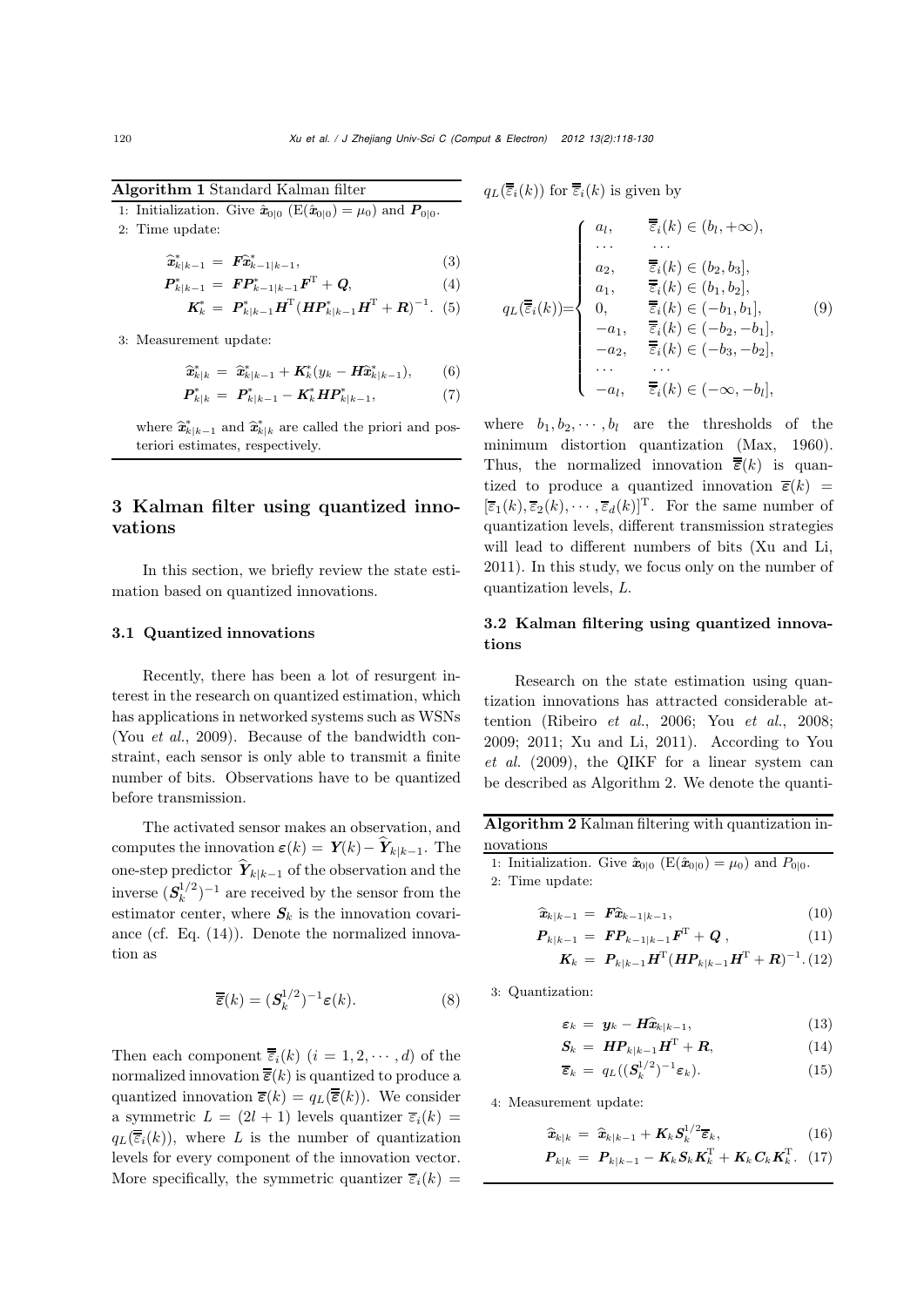**Algorithm 1** Standard Kalman filter

1: Initialization. Give $\hat{\boldsymbol{x}}_{0|0}$ ($\mathrm{E}(\hat{\boldsymbol{x}}_{0|0}) = \mu_0$) and $\boldsymbol{P}_{0|0}$.

2: Time update:

$$\widehat{\boldsymbol{x}}^*_{k|k-1} = \boldsymbol{F}\widehat{\boldsymbol{x}}^*_{k-1|k-1}, \tag{3}$$

$$\boldsymbol{P}^*_{k|k-1} = \boldsymbol{F}\boldsymbol{P}^*_{k-1|k-1}\boldsymbol{F}^{\mathrm{T}} + \boldsymbol{Q}, \tag{4}$$

$$\boldsymbol{K}^*_k = \boldsymbol{P}^*_{k|k-1}\boldsymbol{H}^{\mathrm{T}}(\boldsymbol{H}\boldsymbol{P}^*_{k|k-1}\boldsymbol{H}^{\mathrm{T}} + \boldsymbol{R})^{-1}. \tag{5}$$

3: Measurement update:

$$\widehat{\boldsymbol{x}}^*_{k|k} = \widehat{\boldsymbol{x}}^*_{k|k-1} + \boldsymbol{K}^*_k(y_k - \boldsymbol{H}\widehat{\boldsymbol{x}}^*_{k|k-1}), \tag{6}$$

$$\boldsymbol{P}^*_{k|k} = \boldsymbol{P}^*_{k|k-1} - \boldsymbol{K}^*_k\boldsymbol{H}\boldsymbol{P}^*_{k|k-1}, \tag{7}$$

where $\widehat{\boldsymbol{x}}^*_{k|k-1}$ and $\widehat{\boldsymbol{x}}^*_{k|k}$ are called the priori and posteriori estimates, respectively.

## 3 Kalman filter using quantized innovations

In this section, we briefly review the state estimation based on quantized innovations.

### 3.1 Quantized innovations

Recently, there has been a lot of resurgent interest in the research on quantized estimation, which has applications in networked systems such as WSNs (You *et al.*, 2009). Because of the bandwidth constraint, each sensor is only able to transmit a finite number of bits. Observations have to be quantized before transmission.

The activated sensor makes an observation, and computes the innovation $\boldsymbol{\varepsilon}(k) = \boldsymbol{Y}(k) - \widehat{\boldsymbol{Y}}_{k|k-1}$. The one-step predictor $\widehat{\boldsymbol{Y}}_{k|k-1}$ of the observation and the inverse $(\boldsymbol{S}_k^{1/2})^{-1}$ are received by the sensor from the estimator center, where $\boldsymbol{S}_k$ is the innovation covariance (cf. Eq. (14)). Denote the normalized innovation as

$$\overline{\overline{\boldsymbol{\varepsilon}}}(k) = (\boldsymbol{S}_k^{1/2})^{-1}\boldsymbol{\varepsilon}(k). \tag{8}$$

Then each component $\overline{\overline{\varepsilon}}_i(k)$ $(i = 1, 2, \cdots, d)$ of the normalized innovation $\overline{\overline{\boldsymbol{\varepsilon}}}(k)$ is quantized to produce a quantized innovation $\overline{\boldsymbol{\varepsilon}}(k) = q_L(\overline{\overline{\boldsymbol{\varepsilon}}}(k))$. We consider a symmetric $L = (2l + 1)$ levels quantizer $\overline{\varepsilon}_i(k) = q_L(\overline{\overline{\varepsilon}}_i(k))$, where $L$ is the number of quantization levels for every component of the innovation vector. More specifically, the symmetric quantizer $\overline{\varepsilon}_i(k) = q_L(\overline{\overline{\varepsilon}}_i(k))$ for $\overline{\overline{\varepsilon}}_i(k)$ is given by

$$q_L(\overline{\overline{\varepsilon}}_i(k)) = \begin{cases} a_l, & \overline{\overline{\varepsilon}}_i(k) \in (b_l, +\infty), \\ \cdots & \cdots \\ a_2, & \overline{\overline{\varepsilon}}_i(k) \in (b_2, b_3], \\ a_1, & \overline{\overline{\varepsilon}}_i(k) \in (b_1, b_2], \\ 0, & \overline{\overline{\varepsilon}}_i(k) \in (-b_1, b_1], \\ -a_1, & \overline{\overline{\varepsilon}}_i(k) \in (-b_2, -b_1], \\ -a_2, & \overline{\overline{\varepsilon}}_i(k) \in (-b_3, -b_2], \\ \cdots & \cdots \\ -a_l, & \overline{\overline{\varepsilon}}_i(k) \in (-\infty, -b_l], \end{cases} \tag{9}$$

where $b_1, b_2, \cdots, b_l$ are the thresholds of the minimum distortion quantization (Max, 1960). Thus, the normalized innovation $\overline{\overline{\boldsymbol{\varepsilon}}}(k)$ is quantized to produce a quantized innovation $\overline{\boldsymbol{\varepsilon}}(k) = [\overline{\varepsilon}_1(k), \overline{\varepsilon}_2(k), \cdots, \overline{\varepsilon}_d(k)]^{\mathrm{T}}$. For the same number of quantization levels, different transmission strategies will lead to different numbers of bits (Xu and Li, 2011). In this study, we focus only on the number of quantization levels, $L$.

### 3.2 Kalman filtering using quantized innovations

Research on the state estimation using quantization innovations has attracted considerable attention (Ribeiro *et al.*, 2006; You *et al.*, 2008; 2009; 2011; Xu and Li, 2011). According to You *et al.* (2009), the QIKF for a linear system can be described as Algorithm 2. We denote the quanti-

**Algorithm 2** Kalman filtering with quantization innovations

1: Initialization. Give $\hat{\boldsymbol{x}}_{0|0}$ ($\mathrm{E}(\hat{\boldsymbol{x}}_{0|0}) = \mu_0$) and $P_{0|0}$.

2: Time update:

$$\widehat{\boldsymbol{x}}_{k|k-1} = \boldsymbol{F}\widehat{\boldsymbol{x}}_{k-1|k-1}, \tag{10}$$

$$\boldsymbol{P}_{k|k-1} = \boldsymbol{F}\boldsymbol{P}_{k-1|k-1}\boldsymbol{F}^{\mathrm{T}} + \boldsymbol{Q}\ , \tag{11}$$

$$\boldsymbol{K}_k = \boldsymbol{P}_{k|k-1}\boldsymbol{H}^{\mathrm{T}}(\boldsymbol{H}\boldsymbol{P}_{k|k-1}\boldsymbol{H}^{\mathrm{T}} + \boldsymbol{R})^{-1}. \tag{12}$$

3: Quantization:

$$\boldsymbol{\varepsilon}_k = \boldsymbol{y}_k - \boldsymbol{H}\widehat{\boldsymbol{x}}_{k|k-1}, \tag{13}$$

$$\boldsymbol{S}_k = \boldsymbol{H}\boldsymbol{P}_{k|k-1}\boldsymbol{H}^{\mathrm{T}} + \boldsymbol{R}, \tag{14}$$

$$\overline{\boldsymbol{\varepsilon}}_k = q_L((\boldsymbol{S}_k^{1/2})^{-1}\boldsymbol{\varepsilon}_k). \tag{15}$$

4: Measurement update:

$$\widehat{\boldsymbol{x}}_{k|k} = \widehat{\boldsymbol{x}}_{k|k-1} + \boldsymbol{K}_k\boldsymbol{S}_k^{1/2}\overline{\boldsymbol{\varepsilon}}_k, \tag{16}$$

$$\boldsymbol{P}_{k|k} = \boldsymbol{P}_{k|k-1} - \boldsymbol{K}_k\boldsymbol{S}_k\boldsymbol{K}_k^{\mathrm{T}} + \boldsymbol{K}_k\boldsymbol{C}_k\boldsymbol{K}_k^{\mathrm{T}}. \tag{17}$$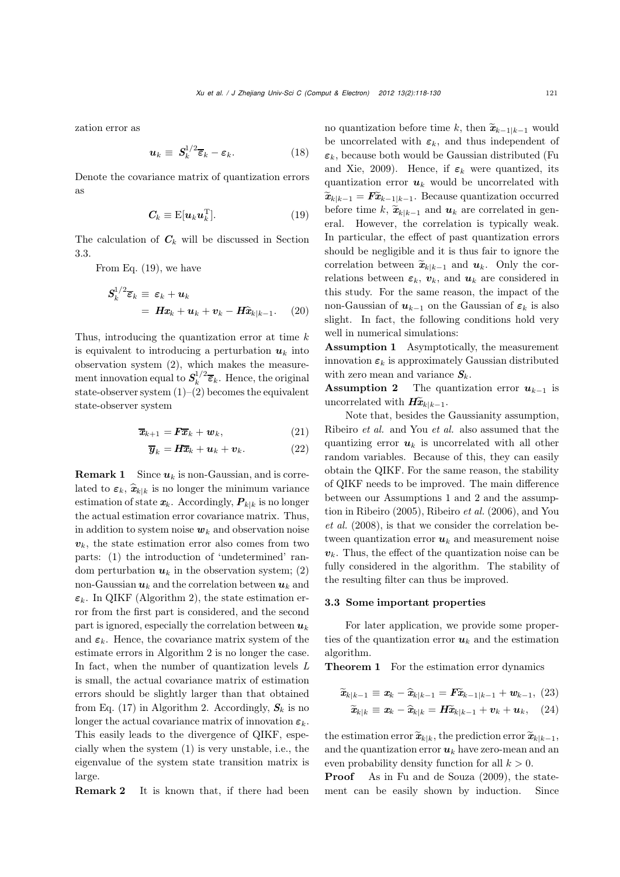zation error as

$$\boldsymbol{u}_k \equiv \boldsymbol{S}_k^{1/2}\overline{\boldsymbol{\varepsilon}}_k - \boldsymbol{\varepsilon}_k. \tag{18}$$

Denote the covariance matrix of quantization errors as

$$\boldsymbol{C}_k \equiv \mathrm{E}[\boldsymbol{u}_k \boldsymbol{u}_k^{\mathrm{T}}]. \tag{19}$$

The calculation of $\boldsymbol{C}_k$ will be discussed in Section 3.3.

From Eq. (19), we have

$$\begin{aligned}\boldsymbol{S}_k^{1/2}\overline{\boldsymbol{\varepsilon}}_k &\equiv \boldsymbol{\varepsilon}_k + \boldsymbol{u}_k \\ &= \boldsymbol{H}\boldsymbol{x}_k + \boldsymbol{u}_k + \boldsymbol{v}_k - \boldsymbol{H}\widehat{\boldsymbol{x}}_{k|k-1}. \end{aligned} \tag{20}$$

Thus, introducing the quantization error at time $k$ is equivalent to introducing a perturbation $\boldsymbol{u}_k$ into observation system (2), which makes the measurement innovation equal to $\boldsymbol{S}_k^{1/2}\overline{\boldsymbol{\varepsilon}}_k$. Hence, the original state-observer system (1)–(2) becomes the equivalent state-observer system

$$\overline{\boldsymbol{x}}_{k+1} = \boldsymbol{F}\overline{\boldsymbol{x}}_k + \boldsymbol{w}_k, \tag{21}$$

$$\overline{\boldsymbol{y}}_k = \boldsymbol{H}\overline{\boldsymbol{x}}_k + \boldsymbol{u}_k + \boldsymbol{v}_k. \tag{22}$$

**Remark 1** Since $\boldsymbol{u}_k$ is non-Gaussian, and is correlated to $\boldsymbol{\varepsilon}_k$, $\widehat{\boldsymbol{x}}_{k|k}$ is no longer the minimum variance estimation of state $\boldsymbol{x}_k$. Accordingly, $\boldsymbol{P}_{k|k}$ is no longer the actual estimation error covariance matrix. Thus, in addition to system noise $\boldsymbol{w}_k$ and observation noise $\boldsymbol{v}_k$, the state estimation error also comes from two parts: (1) the introduction of 'undetermined' random perturbation $\boldsymbol{u}_k$ in the observation system; (2) non-Gaussian $\boldsymbol{u}_k$ and the correlation between $\boldsymbol{u}_k$ and $\boldsymbol{\varepsilon}_k$. In QIKF (Algorithm 2), the state estimation error from the first part is considered, and the second part is ignored, especially the correlation between $\boldsymbol{u}_k$ and $\boldsymbol{\varepsilon}_k$. Hence, the covariance matrix system of the estimate errors in Algorithm 2 is no longer the case. In fact, when the number of quantization levels $L$ is small, the actual covariance matrix of estimation errors should be slightly larger than that obtained from Eq. (17) in Algorithm 2. Accordingly, $\boldsymbol{S}_k$ is no longer the actual covariance matrix of innovation $\boldsymbol{\varepsilon}_k$. This easily leads to the divergence of QIKF, especially when the system (1) is very unstable, i.e., the eigenvalue of the system state transition matrix is large.

**Remark 2** It is known that, if there had been no quantization before time $k$, then $\widetilde{\boldsymbol{x}}_{k-1|k-1}$ would be uncorrelated with $\boldsymbol{\varepsilon}_k$, and thus independent of $\boldsymbol{\varepsilon}_k$, because both would be Gaussian distributed (Fu and Xie, 2009). Hence, if $\boldsymbol{\varepsilon}_k$ were quantized, its quantization error $\boldsymbol{u}_k$ would be uncorrelated with $\widetilde{\boldsymbol{x}}_{k|k-1} = \boldsymbol{F}\widetilde{\boldsymbol{x}}_{k-1|k-1}$. Because quantization occurred before time $k$, $\widetilde{\boldsymbol{x}}_{k|k-1}$ and $\boldsymbol{u}_k$ are correlated in general. However, the correlation is typically weak. In particular, the effect of past quantization errors should be negligible and it is thus fair to ignore the correlation between $\widetilde{\boldsymbol{x}}_{k|k-1}$ and $\boldsymbol{u}_k$. Only the correlations between $\boldsymbol{\varepsilon}_k$, $\boldsymbol{v}_k$, and $\boldsymbol{u}_k$ are considered in this study. For the same reason, the impact of the non-Gaussian of $\boldsymbol{u}_{k-1}$ on the Gaussian of $\boldsymbol{\varepsilon}_k$ is also slight. In fact, the following conditions hold very well in numerical simulations:

**Assumption 1** Asymptotically, the measurement innovation $\boldsymbol{\varepsilon}_k$ is approximately Gaussian distributed with zero mean and variance $\boldsymbol{S}_k$.

**Assumption 2** The quantization error $\boldsymbol{u}_{k-1}$ is uncorrelated with $\boldsymbol{H}\widetilde{\boldsymbol{x}}_{k|k-1}$.

Note that, besides the Gaussianity assumption, Ribeiro *et al.* and You *et al.* also assumed that the quantizing error $\boldsymbol{u}_k$ is uncorrelated with all other random variables. Because of this, they can easily obtain the QIKF. For the same reason, the stability of QIKF needs to be improved. The main difference between our Assumptions 1 and 2 and the assumption in Ribeiro (2005), Ribeiro *et al.* (2006), and You *et al.* (2008), is that we consider the correlation between quantization error $\boldsymbol{u}_k$ and measurement noise $\boldsymbol{v}_k$. Thus, the effect of the quantization noise can be fully considered in the algorithm. The stability of the resulting filter can thus be improved.

### 3.3 Some important properties

For later application, we provide some properties of the quantization error $\boldsymbol{u}_k$ and the estimation algorithm.

**Theorem 1** For the estimation error dynamics

$$\widetilde{\boldsymbol{x}}_{k|k-1} \equiv \boldsymbol{x}_k - \widehat{\boldsymbol{x}}_{k|k-1} = \boldsymbol{F}\widetilde{\boldsymbol{x}}_{k-1|k-1} + \boldsymbol{w}_{k-1}, \tag{23}$$

$$\widetilde{\boldsymbol{x}}_{k|k} \equiv \boldsymbol{x}_k - \widehat{\boldsymbol{x}}_{k|k} = \boldsymbol{H}\widetilde{\boldsymbol{x}}_{k|k-1} + \boldsymbol{v}_k + \boldsymbol{u}_k, \tag{24}$$

the estimation error $\widetilde{\boldsymbol{x}}_{k|k}$, the prediction error $\widetilde{\boldsymbol{x}}_{k|k-1}$, and the quantization error $\boldsymbol{u}_k$ have zero-mean and an even probability density function for all $k > 0$.

**Proof** As in Fu and de Souza (2009), the statement can be easily shown by induction. Since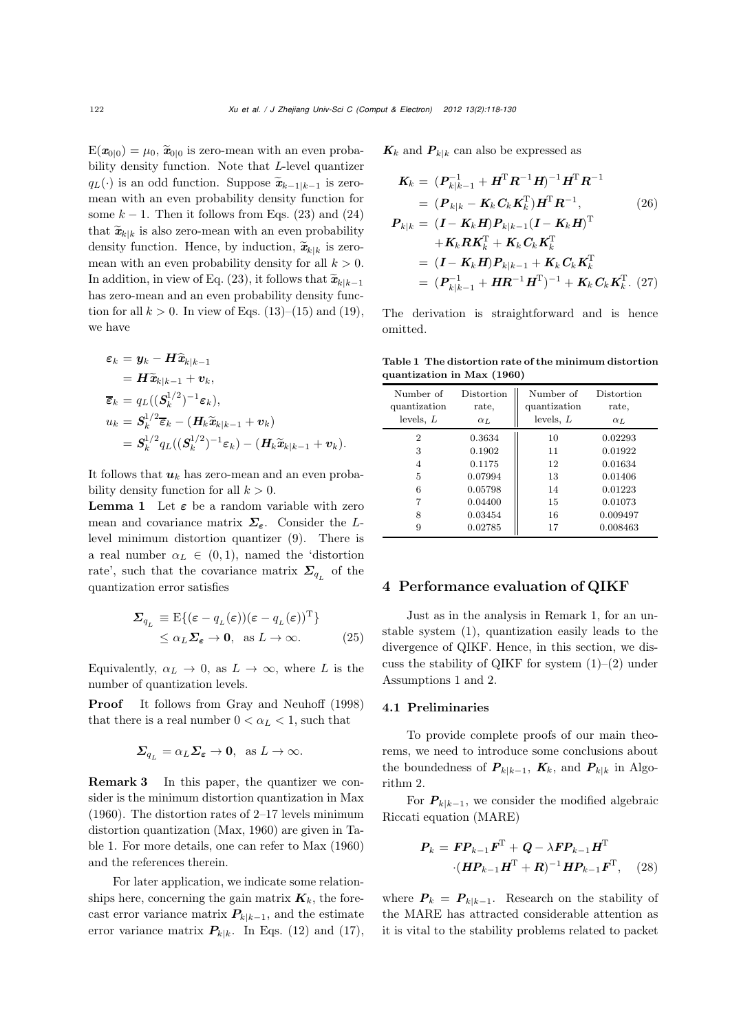$\mathrm{E}(\boldsymbol{x}_{0|0}) = \mu_0$, $\widetilde{\boldsymbol{x}}_{0|0}$ is zero-mean with an even probability density function. Note that $L$-level quantizer $q_L(\cdot)$ is an odd function. Suppose $\widetilde{\boldsymbol{x}}_{k-1|k-1}$ is zero-mean with an even probability density function for some $k-1$. Then it follows from Eqs. (23) and (24) that $\widetilde{\boldsymbol{x}}_{k|k}$ is also zero-mean with an even probability density function. Hence, by induction, $\widetilde{\boldsymbol{x}}_{k|k}$ is zero-mean with an even probability density for all $k > 0$. In addition, in view of Eq. (23), it follows that $\widetilde{\boldsymbol{x}}_{k|k-1}$ has zero-mean and an even probability density function for all $k > 0$. In view of Eqs. (13)–(15) and (19), we have

$$
\begin{aligned}
\varepsilon_k &= \boldsymbol{y}_k - \boldsymbol{H}\widehat{\boldsymbol{x}}_{k|k-1} \\
&= \boldsymbol{H}\widetilde{\boldsymbol{x}}_{k|k-1} + \boldsymbol{v}_k, \\
\overline{\varepsilon}_k &= q_L((\boldsymbol{S}_k^{1/2})^{-1}\varepsilon_k), \\
u_k &= \boldsymbol{S}_k^{1/2}\overline{\varepsilon}_k - (\boldsymbol{H}_k\widetilde{\boldsymbol{x}}_{k|k-1} + \boldsymbol{v}_k) \\
&= \boldsymbol{S}_k^{1/2} q_L((\boldsymbol{S}_k^{1/2})^{-1}\varepsilon_k) - (\boldsymbol{H}_k\widetilde{\boldsymbol{x}}_{k|k-1} + \boldsymbol{v}_k).
\end{aligned}
$$

It follows that $\boldsymbol{u}_k$ has zero-mean and an even probability density function for all $k > 0$.

**Lemma 1** Let $\boldsymbol{\varepsilon}$ be a random variable with zero mean and covariance matrix $\boldsymbol{\Sigma}_{\boldsymbol{\varepsilon}}$. Consider the $L$-level minimum distortion quantizer (9). There is a real number $\alpha_L \in (0, 1)$, named the 'distortion rate', such that the covariance matrix $\boldsymbol{\Sigma}_{q_L}$ of the quantization error satisfies

$$
\begin{aligned}
\boldsymbol{\Sigma}_{q_L} &\equiv \mathrm{E}\{(\boldsymbol{\varepsilon} - q_L(\boldsymbol{\varepsilon}))(\boldsymbol{\varepsilon} - q_L(\boldsymbol{\varepsilon}))^{\mathrm{T}}\} \\
&\le \alpha_L \boldsymbol{\Sigma}_{\boldsymbol{\varepsilon}} \to \mathbf{0}, \quad \text{as } L \to \infty. \qquad (25)
\end{aligned}
$$

Equivalently, $\alpha_L \to 0$, as $L \to \infty$, where $L$ is the number of quantization levels.

**Proof** It follows from Gray and Neuhoff (1998) that there is a real number $0 < \alpha_L < 1$, such that

$$
\boldsymbol{\Sigma}_{q_L} = \alpha_L \boldsymbol{\Sigma}_{\boldsymbol{\varepsilon}} \to \mathbf{0}, \quad \text{as } L \to \infty.
$$

**Remark 3** In this paper, the quantizer we consider is the minimum distortion quantization in Max (1960). The distortion rates of 2–17 levels minimum distortion quantization (Max, 1960) are given in Table 1. For more details, one can refer to Max (1960) and the references therein.

For later application, we indicate some relationships here, concerning the gain matrix $\boldsymbol{K}_k$, the forecast error variance matrix $\boldsymbol{P}_{k|k-1}$, and the estimate error variance matrix $\boldsymbol{P}_{k|k}$. In Eqs. (12) and (17), $\boldsymbol{K}_k$ and $\boldsymbol{P}_{k|k}$ can also be expressed as

$$
\begin{aligned}
\boldsymbol{K}_k &= (\boldsymbol{P}_{k|k-1}^{-1} + \boldsymbol{H}^{\mathrm{T}}\boldsymbol{R}^{-1}\boldsymbol{H})^{-1}\boldsymbol{H}^{\mathrm{T}}\boldsymbol{R}^{-1} \\
&= (\boldsymbol{P}_{k|k} - \boldsymbol{K}_k\boldsymbol{C}_k\boldsymbol{K}_k^{\mathrm{T}})\boldsymbol{H}^{\mathrm{T}}\boldsymbol{R}^{-1}, \qquad (26) \\
\boldsymbol{P}_{k|k} &= (\boldsymbol{I} - \boldsymbol{K}_k\boldsymbol{H})\boldsymbol{P}_{k|k-1}(\boldsymbol{I} - \boldsymbol{K}_k\boldsymbol{H})^{\mathrm{T}} \\
&\quad + \boldsymbol{K}_k\boldsymbol{R}\boldsymbol{K}_k^{\mathrm{T}} + \boldsymbol{K}_k\boldsymbol{C}_k\boldsymbol{K}_k^{\mathrm{T}} \\
&= (\boldsymbol{I} - \boldsymbol{K}_k\boldsymbol{H})\boldsymbol{P}_{k|k-1} + \boldsymbol{K}_k\boldsymbol{C}_k\boldsymbol{K}_k^{\mathrm{T}} \\
&= (\boldsymbol{P}_{k|k-1}^{-1} + \boldsymbol{H}\boldsymbol{R}^{-1}\boldsymbol{H}^{\mathrm{T}})^{-1} + \boldsymbol{K}_k\boldsymbol{C}_k\boldsymbol{K}_k^{\mathrm{T}}. \qquad (27)
\end{aligned}
$$

The derivation is straightforward and is hence omitted.

**Table 1 The distortion rate of the minimum distortion quantization in Max (1960)**

| Number of quantization levels, $L$ | Distortion rate, $\alpha_L$ | Number of quantization levels, $L$ | Distortion rate, $\alpha_L$ |
|---|---|---|---|
| 2 | 0.3634 | 10 | 0.02293 |
| 3 | 0.1902 | 11 | 0.01922 |
| 4 | 0.1175 | 12 | 0.01634 |
| 5 | 0.07994 | 13 | 0.01406 |
| 6 | 0.05798 | 14 | 0.01223 |
| 7 | 0.04400 | 15 | 0.01073 |
| 8 | 0.03454 | 16 | 0.009497 |
| 9 | 0.02785 | 17 | 0.008463 |

## 4 Performance evaluation of QIKF

Just as in the analysis in Remark 1, for an unstable system (1), quantization easily leads to the divergence of QIKF. Hence, in this section, we discuss the stability of QIKF for system (1)–(2) under Assumptions 1 and 2.

### 4.1 Preliminaries

To provide complete proofs of our main theorems, we need to introduce some conclusions about the boundedness of $\boldsymbol{P}_{k|k-1}$, $\boldsymbol{K}_k$, and $\boldsymbol{P}_{k|k}$ in Algorithm 2.

For $\boldsymbol{P}_{k|k-1}$, we consider the modified algebraic Riccati equation (MARE)

$$
\begin{aligned}
\boldsymbol{P}_k &= \boldsymbol{F}\boldsymbol{P}_{k-1}\boldsymbol{F}^{\mathrm{T}} + \boldsymbol{Q} - \lambda\boldsymbol{F}\boldsymbol{P}_{k-1}\boldsymbol{H}^{\mathrm{T}} \\
&\quad \cdot(\boldsymbol{H}\boldsymbol{P}_{k-1}\boldsymbol{H}^{\mathrm{T}} + \boldsymbol{R})^{-1}\boldsymbol{H}\boldsymbol{P}_{k-1}\boldsymbol{F}^{\mathrm{T}}, \qquad (28)
\end{aligned}
$$

where $\boldsymbol{P}_k = \boldsymbol{P}_{k|k-1}$. Research on the stability of the MARE has attracted considerable attention as it is vital to the stability problems related to packet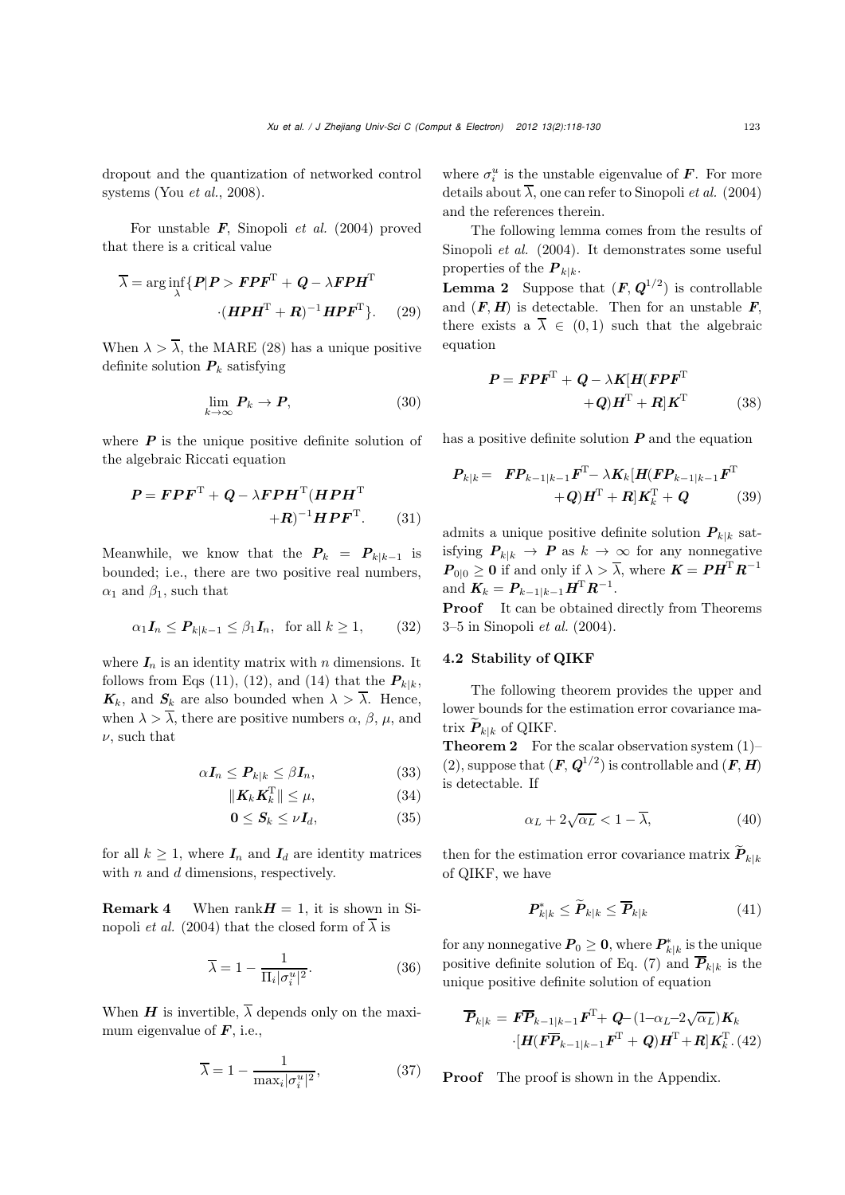dropout and the quantization of networked control systems (You *et al.*, 2008).

For unstable $\boldsymbol{F}$, Sinopoli *et al.* (2004) proved that there is a critical value

$$\overline{\lambda} = \arg\inf_{\lambda}\{\boldsymbol{P}|\boldsymbol{P} > \boldsymbol{F}\boldsymbol{P}\boldsymbol{F}^{\mathrm{T}} + \boldsymbol{Q} - \lambda \boldsymbol{F}\boldsymbol{P}\boldsymbol{H}^{\mathrm{T}} \cdot(\boldsymbol{H}\boldsymbol{P}\boldsymbol{H}^{\mathrm{T}} + \boldsymbol{R})^{-1}\boldsymbol{H}\boldsymbol{P}\boldsymbol{F}^{\mathrm{T}}\}. \quad (29)$$

When $\lambda > \overline{\lambda}$, the MARE (28) has a unique positive definite solution $\boldsymbol{P}_k$ satisfying

$$\lim_{k\to\infty} \boldsymbol{P}_k \to \boldsymbol{P}, \quad (30)$$

where $\boldsymbol{P}$ is the unique positive definite solution of the algebraic Riccati equation

$$\boldsymbol{P} = \boldsymbol{F}\boldsymbol{P}\boldsymbol{F}^{\mathrm{T}} + \boldsymbol{Q} - \lambda \boldsymbol{F}\boldsymbol{P}\boldsymbol{H}^{\mathrm{T}}(\boldsymbol{H}\boldsymbol{P}\boldsymbol{H}^{\mathrm{T}} + \boldsymbol{R})^{-1}\boldsymbol{H}\boldsymbol{P}\boldsymbol{F}^{\mathrm{T}}. \quad (31)$$

Meanwhile, we know that the $\boldsymbol{P}_k = \boldsymbol{P}_{k|k-1}$ is bounded; i.e., there are two positive real numbers, $\alpha_1$ and $\beta_1$, such that

$$\alpha_1 \boldsymbol{I}_n \le \boldsymbol{P}_{k|k-1} \le \beta_1 \boldsymbol{I}_n, \quad \text{for all } k \ge 1, \quad (32)$$

where $\boldsymbol{I}_n$ is an identity matrix with $n$ dimensions. It follows from Eqs (11), (12), and (14) that the $\boldsymbol{P}_{k|k}$, $\boldsymbol{K}_k$, and $\boldsymbol{S}_k$ are also bounded when $\lambda > \overline{\lambda}$. Hence, when $\lambda > \overline{\lambda}$, there are positive numbers $\alpha$, $\beta$, $\mu$, and $\nu$, such that

$$\alpha \boldsymbol{I}_n \le \boldsymbol{P}_{k|k} \le \beta \boldsymbol{I}_n, \quad (33)$$

$$\|\boldsymbol{K}_k \boldsymbol{K}_k^{\mathrm{T}}\| \le \mu, \quad (34)$$

$$\boldsymbol{0} \le \boldsymbol{S}_k \le \nu \boldsymbol{I}_d, \quad (35)$$

for all $k \ge 1$, where $\boldsymbol{I}_n$ and $\boldsymbol{I}_d$ are identity matrices with $n$ and $d$ dimensions, respectively.

**Remark 4** When rank$\boldsymbol{H} = 1$, it is shown in Sinopoli *et al.* (2004) that the closed form of $\overline{\lambda}$ is

$$\overline{\lambda} = 1 - \frac{1}{\Pi_i |\sigma_i^u|^2}. \quad (36)$$

When $\boldsymbol{H}$ is invertible, $\overline{\lambda}$ depends only on the maximum eigenvalue of $\boldsymbol{F}$, i.e.,

$$\overline{\lambda} = 1 - \frac{1}{\max_i |\sigma_i^u|^2}, \quad (37)$$

where $\sigma_i^u$ is the unstable eigenvalue of $\boldsymbol{F}$. For more details about $\overline{\lambda}$, one can refer to Sinopoli *et al.* (2004) and the references therein.

The following lemma comes from the results of Sinopoli *et al.* (2004). It demonstrates some useful properties of the $\boldsymbol{P}_{k|k}$.

**Lemma 2** Suppose that $(\boldsymbol{F}, \boldsymbol{Q}^{1/2})$ is controllable and $(\boldsymbol{F}, \boldsymbol{H})$ is detectable. Then for an unstable $\boldsymbol{F}$, there exists a $\overline{\lambda} \in (0, 1)$ such that the algebraic equation

$$\boldsymbol{P} = \boldsymbol{F}\boldsymbol{P}\boldsymbol{F}^{\mathrm{T}} + \boldsymbol{Q} - \lambda \boldsymbol{K}[\boldsymbol{H}(\boldsymbol{F}\boldsymbol{P}\boldsymbol{F}^{\mathrm{T}} + \boldsymbol{Q})\boldsymbol{H}^{\mathrm{T}} + \boldsymbol{R}]\boldsymbol{K}^{\mathrm{T}} \quad (38)$$

has a positive definite solution $\boldsymbol{P}$ and the equation

$$\boldsymbol{P}_{k|k} = \boldsymbol{F}\boldsymbol{P}_{k-1|k-1}\boldsymbol{F}^{\mathrm{T}} - \lambda \boldsymbol{K}_k[\boldsymbol{H}(\boldsymbol{F}\boldsymbol{P}_{k-1|k-1}\boldsymbol{F}^{\mathrm{T}} + \boldsymbol{Q})\boldsymbol{H}^{\mathrm{T}} + \boldsymbol{R}]\boldsymbol{K}_k^{\mathrm{T}} + \boldsymbol{Q} \quad (39)$$

admits a unique positive definite solution $\boldsymbol{P}_{k|k}$ satisfying $\boldsymbol{P}_{k|k} \to \boldsymbol{P}$ as $k \to \infty$ for any nonnegative $\boldsymbol{P}_{0|0} \ge \boldsymbol{0}$ if and only if $\lambda > \overline{\lambda}$, where $\boldsymbol{K} = \boldsymbol{P}\boldsymbol{H}^{\mathrm{T}}\boldsymbol{R}^{-1}$ and $\boldsymbol{K}_k = \boldsymbol{P}_{k-1|k-1}\boldsymbol{H}^{\mathrm{T}}\boldsymbol{R}^{-1}$.

**Proof** It can be obtained directly from Theorems 3–5 in Sinopoli *et al.* (2004).

### 4.2 Stability of QIKF

The following theorem provides the upper and lower bounds for the estimation error covariance matrix $\widetilde{\boldsymbol{P}}_{k|k}$ of QIKF.

**Theorem 2** For the scalar observation system (1)–(2), suppose that $(\boldsymbol{F}, \boldsymbol{Q}^{1/2})$ is controllable and $(\boldsymbol{F}, \boldsymbol{H})$ is detectable. If

$$\alpha_L + 2\sqrt{\alpha_L} < 1 - \overline{\lambda}, \quad (40)$$

then for the estimation error covariance matrix $\widetilde{\boldsymbol{P}}_{k|k}$ of QIKF, we have

$$\boldsymbol{P}_{k|k}^{*} \le \widetilde{\boldsymbol{P}}_{k|k} \le \overline{\boldsymbol{P}}_{k|k} \quad (41)$$

for any nonnegative $\boldsymbol{P}_0 \ge \boldsymbol{0}$, where $\boldsymbol{P}_{k|k}^{*}$ is the unique positive definite solution of Eq. (7) and $\overline{\boldsymbol{P}}_{k|k}$ is the unique positive definite solution of equation

$$\overline{\boldsymbol{P}}_{k|k} = \boldsymbol{F}\overline{\boldsymbol{P}}_{k-1|k-1}\boldsymbol{F}^{\mathrm{T}} + \boldsymbol{Q} - (1-\alpha_L-2\sqrt{\alpha_L})\boldsymbol{K}_k \cdot[\boldsymbol{H}(\boldsymbol{F}\overline{\boldsymbol{P}}_{k-1|k-1}\boldsymbol{F}^{\mathrm{T}} + \boldsymbol{Q})\boldsymbol{H}^{\mathrm{T}} + \boldsymbol{R}]\boldsymbol{K}_k^{\mathrm{T}}. \quad (42)$$

**Proof** The proof is shown in the Appendix.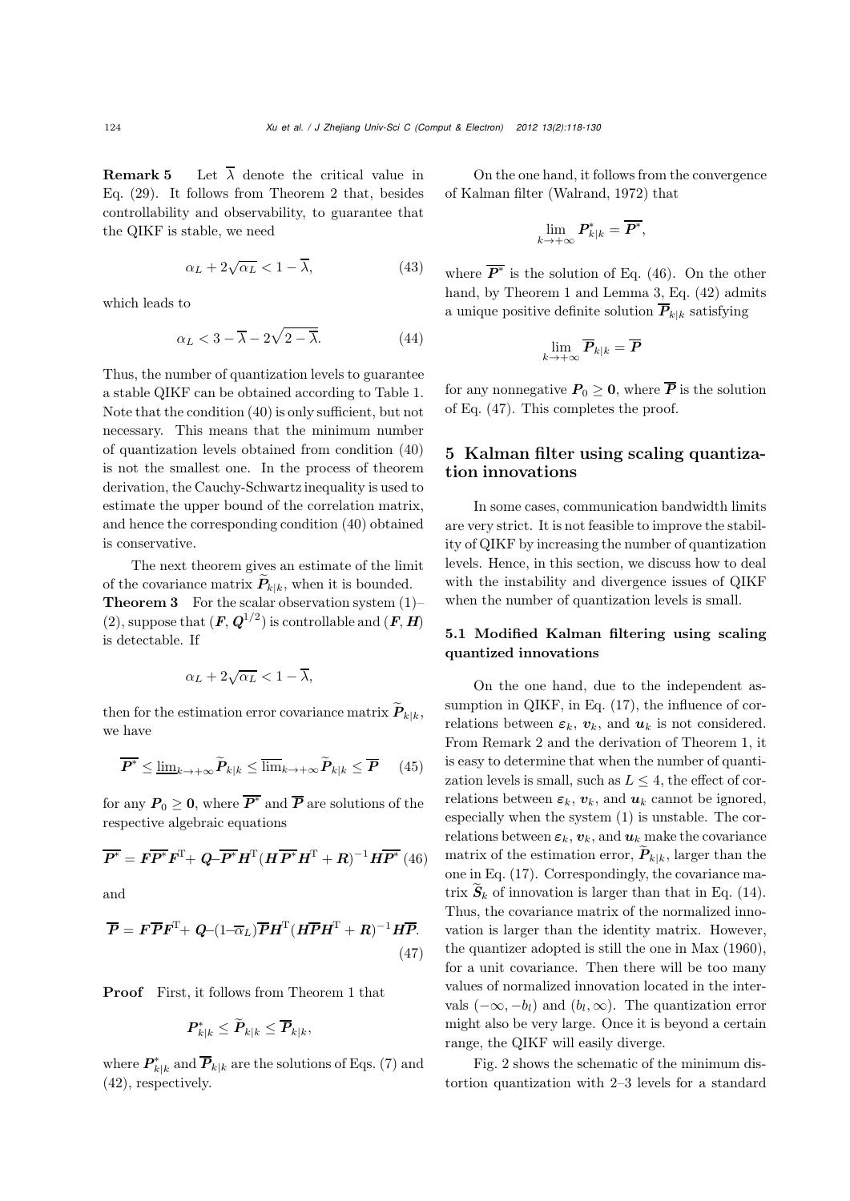**Remark 5** Let $\overline{\lambda}$ denote the critical value in Eq. (29). It follows from Theorem 2 that, besides controllability and observability, to guarantee that the QIKF is stable, we need

$$\alpha_L + 2\sqrt{\alpha_L} < 1 - \overline{\lambda}, \tag{43}$$

which leads to

$$\alpha_L < 3 - \overline{\lambda} - 2\sqrt{2 - \overline{\lambda}}. \tag{44}$$

Thus, the number of quantization levels to guarantee a stable QIKF can be obtained according to Table 1. Note that the condition (40) is only sufficient, but not necessary. This means that the minimum number of quantization levels obtained from condition (40) is not the smallest one. In the process of theorem derivation, the Cauchy-Schwartz inequality is used to estimate the upper bound of the correlation matrix, and hence the corresponding condition (40) obtained is conservative.

The next theorem gives an estimate of the limit of the covariance matrix $\widetilde{\boldsymbol{P}}_{k|k}$, when it is bounded.

**Theorem 3** For the scalar observation system (1)–(2), suppose that $(\boldsymbol{F}, \boldsymbol{Q}^{1/2})$ is controllable and $(\boldsymbol{F}, \boldsymbol{H})$ is detectable. If

$$\alpha_L + 2\sqrt{\alpha_L} < 1 - \overline{\lambda},$$

then for the estimation error covariance matrix $\widetilde{\boldsymbol{P}}_{k|k}$, we have

$$\overline{\boldsymbol{P}^*} \leq \underline{\lim}_{k\to+\infty} \widetilde{\boldsymbol{P}}_{k|k} \leq \overline{\lim}_{k\to+\infty} \widetilde{\boldsymbol{P}}_{k|k} \leq \overline{\boldsymbol{P}} \tag{45}$$

for any $\boldsymbol{P}_0 \geq \boldsymbol{0}$, where $\overline{\boldsymbol{P}^*}$ and $\overline{\boldsymbol{P}}$ are solutions of the respective algebraic equations

$$\overline{\boldsymbol{P}^*} = \boldsymbol{F}\overline{\boldsymbol{P}^*}\boldsymbol{F}^{\mathrm{T}} + \boldsymbol{Q} - \overline{\boldsymbol{P}^*}\boldsymbol{H}^{\mathrm{T}}(\boldsymbol{H}\overline{\boldsymbol{P}^*}\boldsymbol{H}^{\mathrm{T}} + \boldsymbol{R})^{-1}\boldsymbol{H}\overline{\boldsymbol{P}^*} \tag{46}$$

and

$$\overline{\boldsymbol{P}} = \boldsymbol{F}\overline{\boldsymbol{P}}\boldsymbol{F}^{\mathrm{T}} + \boldsymbol{Q} - (1 - \overline{\alpha}_L)\overline{\boldsymbol{P}}\boldsymbol{H}^{\mathrm{T}}(\boldsymbol{H}\overline{\boldsymbol{P}}\boldsymbol{H}^{\mathrm{T}} + \boldsymbol{R})^{-1}\boldsymbol{H}\overline{\boldsymbol{P}}. \tag{47}$$

**Proof** First, it follows from Theorem 1 that

$$\boldsymbol{P}^*_{k|k} \leq \widetilde{\boldsymbol{P}}_{k|k} \leq \overline{\boldsymbol{P}}_{k|k},$$

where $\boldsymbol{P}^*_{k|k}$ and $\overline{\boldsymbol{P}}_{k|k}$ are the solutions of Eqs. (7) and (42), respectively.

On the one hand, it follows from the convergence of Kalman filter (Walrand, 1972) that

$$\lim_{k\to+\infty} \boldsymbol{P}^*_{k|k} = \overline{\boldsymbol{P}^*},$$

where $\overline{\boldsymbol{P}^*}$ is the solution of Eq. (46). On the other hand, by Theorem 1 and Lemma 3, Eq. (42) admits a unique positive definite solution $\overline{\boldsymbol{P}}_{k|k}$ satisfying

$$\lim_{k\to+\infty} \overline{\boldsymbol{P}}_{k|k} = \overline{\boldsymbol{P}}$$

for any nonnegative $\boldsymbol{P}_0 \geq \boldsymbol{0}$, where $\overline{\boldsymbol{P}}$ is the solution of Eq. (47). This completes the proof.

## 5 Kalman filter using scaling quantization innovations

In some cases, communication bandwidth limits are very strict. It is not feasible to improve the stability of QIKF by increasing the number of quantization levels. Hence, in this section, we discuss how to deal with the instability and divergence issues of QIKF when the number of quantization levels is small.

### 5.1 Modified Kalman filtering using scaling quantized innovations

On the one hand, due to the independent assumption in QIKF, in Eq. (17), the influence of correlations between $\boldsymbol{\varepsilon}_k$, $\boldsymbol{v}_k$, and $\boldsymbol{u}_k$ is not considered. From Remark 2 and the derivation of Theorem 1, it is easy to determine that when the number of quantization levels is small, such as $L \leq 4$, the effect of correlations between $\boldsymbol{\varepsilon}_k$, $\boldsymbol{v}_k$, and $\boldsymbol{u}_k$ cannot be ignored, especially when the system (1) is unstable. The correlations between $\boldsymbol{\varepsilon}_k$, $\boldsymbol{v}_k$, and $\boldsymbol{u}_k$ make the covariance matrix of the estimation error, $\widetilde{\boldsymbol{P}}_{k|k}$, larger than the one in Eq. (17). Correspondingly, the covariance matrix $\widetilde{\boldsymbol{S}}_k$ of innovation is larger than that in Eq. (14). Thus, the covariance matrix of the normalized innovation is larger than the identity matrix. However, the quantizer adopted is still the one in Max (1960), for a unit covariance. Then there will be too many values of normalized innovation located in the intervals $(-\infty, -b_l)$ and $(b_l, \infty)$. The quantization error might also be very large. Once it is beyond a certain range, the QIKF will easily diverge.

Fig. 2 shows the schematic of the minimum distortion quantization with 2–3 levels for a standard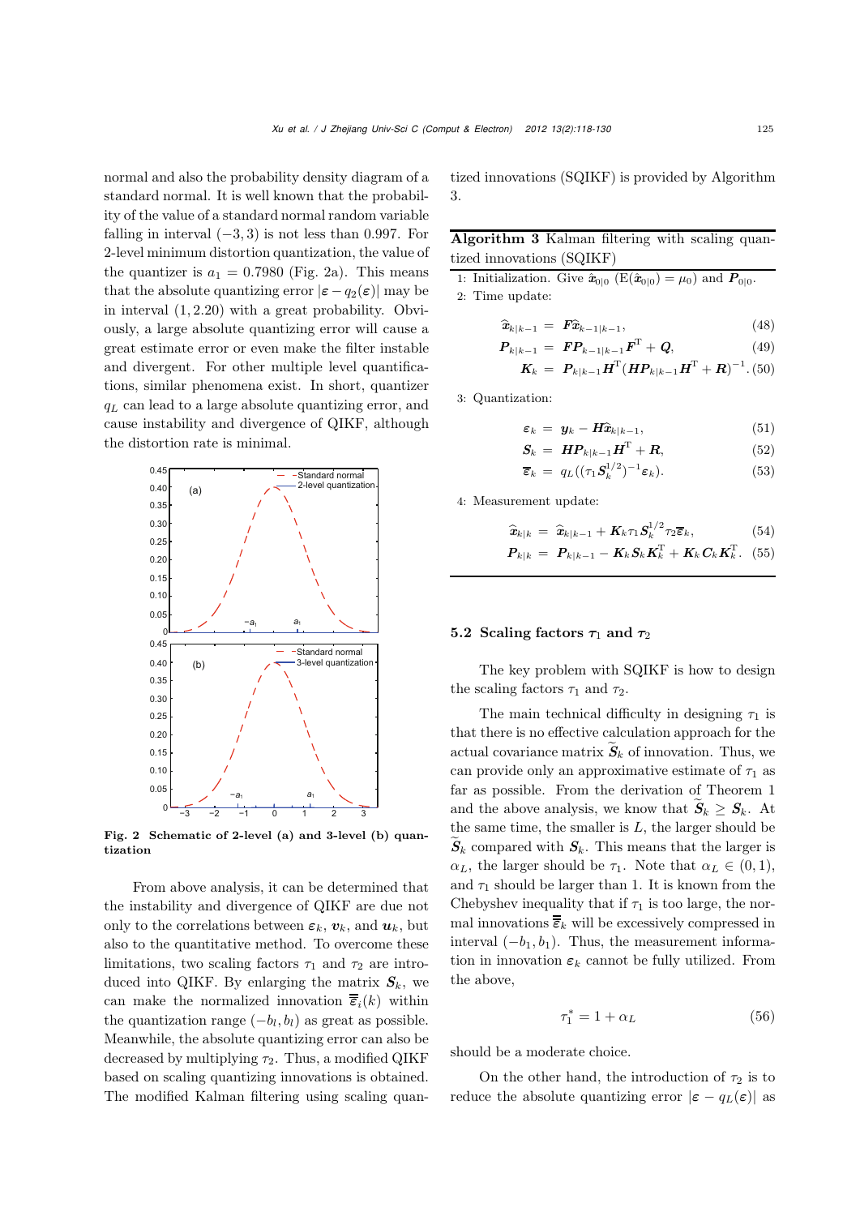normal and also the probability density diagram of a standard normal. It is well known that the probability of the value of a standard normal random variable falling in interval $(-3, 3)$ is not less than 0.997. For 2-level minimum distortion quantization, the value of the quantizer is $a_1 = 0.7980$ (Fig. 2a). This means that the absolute quantizing error $|\varepsilon - q_2(\varepsilon)|$ may be in interval $(1, 2.20)$ with a great probability. Obviously, a large absolute quantizing error will cause a great estimate error or even make the filter instable and divergent. For other multiple level quantifications, similar phenomena exist. In short, quantizer $q_L$ can lead to a large absolute quantizing error, and cause instability and divergence of QIKF, although the distortion rate is minimal.

**Fig. 2 Schematic of 2-level (a) and 3-level (b) quantization**

From above analysis, it can be determined that the instability and divergence of QIKF are due not only to the correlations between $\boldsymbol{\varepsilon}_k$, $\boldsymbol{v}_k$, and $\boldsymbol{u}_k$, but also to the quantitative method. To overcome these limitations, two scaling factors $\tau_1$ and $\tau_2$ are introduced into QIKF. By enlarging the matrix $\boldsymbol{S}_k$, we can make the normalized innovation $\overline{\overline{\varepsilon}}_i(k)$ within the quantization range $(-b_l, b_l)$ as great as possible. Meanwhile, the absolute quantizing error can also be decreased by multiplying $\tau_2$. Thus, a modified QIKF based on scaling quantizing innovations is obtained. The modified Kalman filtering using scaling quantized innovations (SQIKF) is provided by Algorithm 3.

---

**Algorithm 3** Kalman filtering with scaling quantized innovations (SQIKF)

---

1: Initialization. Give $\hat{\boldsymbol{x}}_{0|0}$ ($\mathrm{E}(\hat{\boldsymbol{x}}_{0|0}) = \mu_0$) and $\boldsymbol{P}_{0|0}$.

2: Time update:

$$\widehat{\boldsymbol{x}}_{k|k-1} = \boldsymbol{F}\widehat{\boldsymbol{x}}_{k-1|k-1}, \tag{48}$$

$$\boldsymbol{P}_{k|k-1} = \boldsymbol{F}\boldsymbol{P}_{k-1|k-1}\boldsymbol{F}^{\mathrm{T}} + \boldsymbol{Q}, \tag{49}$$

$$\boldsymbol{K}_k = \boldsymbol{P}_{k|k-1}\boldsymbol{H}^{\mathrm{T}}(\boldsymbol{H}\boldsymbol{P}_{k|k-1}\boldsymbol{H}^{\mathrm{T}} + \boldsymbol{R})^{-1}. \tag{50}$$

3: Quantization:

$$\boldsymbol{\varepsilon}_k = \boldsymbol{y}_k - \boldsymbol{H}\widehat{\boldsymbol{x}}_{k|k-1}, \tag{51}$$

$$\boldsymbol{S}_k = \boldsymbol{H}\boldsymbol{P}_{k|k-1}\boldsymbol{H}^{\mathrm{T}} + \boldsymbol{R}, \tag{52}$$

$$\overline{\overline{\boldsymbol{\varepsilon}}}_k = q_L((\tau_1\boldsymbol{S}_k^{1/2})^{-1}\boldsymbol{\varepsilon}_k). \tag{53}$$

4: Measurement update:

$$\widehat{\boldsymbol{x}}_{k|k} = \widehat{\boldsymbol{x}}_{k|k-1} + \boldsymbol{K}_k\tau_1\boldsymbol{S}_k^{1/2}\tau_2\overline{\overline{\boldsymbol{\varepsilon}}}_k, \tag{54}$$

$$\boldsymbol{P}_{k|k} = \boldsymbol{P}_{k|k-1} - \boldsymbol{K}_k\boldsymbol{S}_k\boldsymbol{K}_k^{\mathrm{T}} + \boldsymbol{K}_k\boldsymbol{C}_k\boldsymbol{K}_k^{\mathrm{T}}. \tag{55}$$

---

## 5.2 Scaling factors $\tau_1$ and $\tau_2$

The key problem with SQIKF is how to design the scaling factors $\tau_1$ and $\tau_2$.

The main technical difficulty in designing $\tau_1$ is that there is no effective calculation approach for the actual covariance matrix $\widetilde{\boldsymbol{S}}_k$ of innovation. Thus, we can provide only an approximative estimate of $\tau_1$ as far as possible. From the derivation of Theorem 1 and the above analysis, we know that $\widetilde{\boldsymbol{S}}_k \geq \boldsymbol{S}_k$. At the same time, the smaller is $L$, the larger should be $\widetilde{\boldsymbol{S}}_k$ compared with $\boldsymbol{S}_k$. This means that the larger is $\alpha_L$, the larger should be $\tau_1$. Note that $\alpha_L \in (0, 1)$, and $\tau_1$ should be larger than 1. It is known from the Chebyshev inequality that if $\tau_1$ is too large, the normal innovations $\overline{\overline{\boldsymbol{\varepsilon}}}_k$ will be excessively compressed in interval $(-b_1, b_1)$. Thus, the measurement information in innovation $\boldsymbol{\varepsilon}_k$ cannot be fully utilized. From the above,

$$\tau_1^* = 1 + \alpha_L \tag{56}$$

should be a moderate choice.

On the other hand, the introduction of $\tau_2$ is to reduce the absolute quantizing error $|\varepsilon - q_L(\varepsilon)|$ as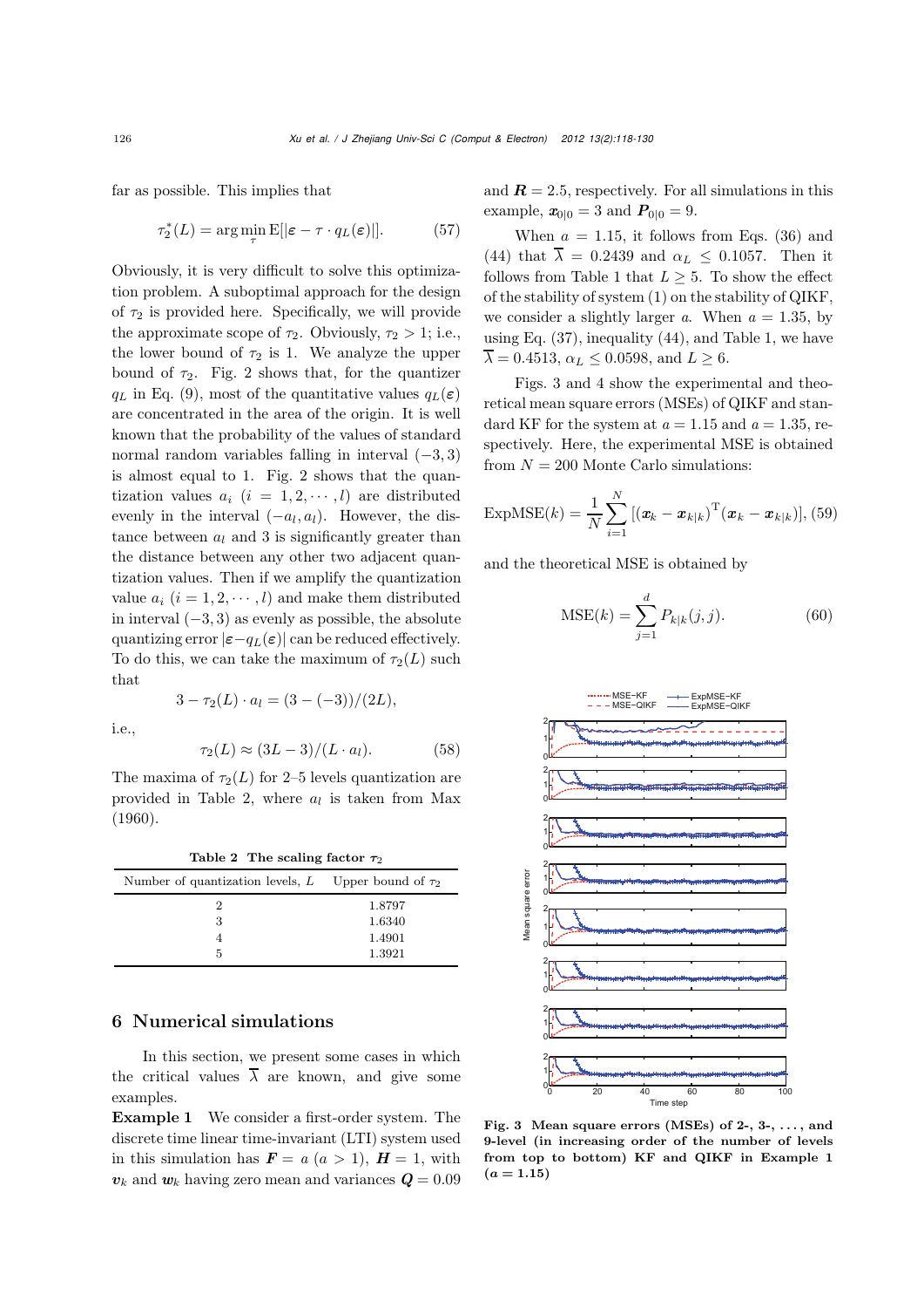far as possible. This implies that

$$\tau_2^*(L) = \arg\min_{\tau} \mathrm{E}[|\varepsilon - \tau \cdot q_L(\varepsilon)|]. \tag{57}$$

Obviously, it is very difficult to solve this optimization problem. A suboptimal approach for the design of $\tau_2$ is provided here. Specifically, we will provide the approximate scope of $\tau_2$. Obviously, $\tau_2 > 1$; i.e., the lower bound of $\tau_2$ is 1. We analyze the upper bound of $\tau_2$. Fig. 2 shows that, for the quantizer $q_L$ in Eq. (9), most of the quantitative values $q_L(\varepsilon)$ are concentrated in the area of the origin. It is well known that the probability of the values of standard normal random variables falling in interval $(-3, 3)$ is almost equal to 1. Fig. 2 shows that the quantization values $a_i$ $(i = 1, 2, \cdots, l)$ are distributed evenly in the interval $(-a_l, a_l)$. However, the distance between $a_l$ and 3 is significantly greater than the distance between any other two adjacent quantization values. Then if we amplify the quantization value $a_i$ $(i = 1, 2, \cdots, l)$ and make them distributed in interval $(-3, 3)$ as evenly as possible, the absolute quantizing error $|\varepsilon - q_L(\varepsilon)|$ can be reduced effectively. To do this, we can take the maximum of $\tau_2(L)$ such that

$$3 - \tau_2(L) \cdot a_l = (3 - (-3))/(2L),$$

i.e.,

$$\tau_2(L) \approx (3L - 3)/(L \cdot a_l). \tag{58}$$

The maxima of $\tau_2(L)$ for 2–5 levels quantization are provided in Table 2, where $a_l$ is taken from Max (1960).

**Table 2 The scaling factor $\tau_2$**

| Number of quantization levels, $L$ | Upper bound of $\tau_2$ |
|---|---|
| 2 | 1.8797 |
| 3 | 1.6340 |
| 4 | 1.4901 |
| 5 | 1.3921 |

## 6 Numerical simulations

In this section, we present some cases in which the critical values $\overline{\lambda}$ are known, and give some examples.

**Example 1** We consider a first-order system. The discrete time linear time-invariant (LTI) system used in this simulation has $\boldsymbol{F} = a$ $(a > 1)$, $\boldsymbol{H} = 1$, with $\boldsymbol{v}_k$ and $\boldsymbol{w}_k$ having zero mean and variances $\boldsymbol{Q} = 0.09$ and $\boldsymbol{R} = 2.5$, respectively. For all simulations in this example, $\boldsymbol{x}_{0|0} = 3$ and $\boldsymbol{P}_{0|0} = 9$.

When $a = 1.15$, it follows from Eqs. (36) and (44) that $\overline{\lambda} = 0.2439$ and $\alpha_L \leq 0.1057$. Then it follows from Table 1 that $L \geq 5$. To show the effect of the stability of system (1) on the stability of QIKF, we consider a slightly larger $a$. When $a = 1.35$, by using Eq. (37), inequality (44), and Table 1, we have $\overline{\lambda} = 0.4513$, $\alpha_L \leq 0.0598$, and $L \geq 6$.

Figs. 3 and 4 show the experimental and theoretical mean square errors (MSEs) of QIKF and standard KF for the system at $a = 1.15$ and $a = 1.35$, respectively. Here, the experimental MSE is obtained from $N = 200$ Monte Carlo simulations:

$$\mathrm{ExpMSE}(k) = \frac{1}{N} \sum_{i=1}^{N} [(\boldsymbol{x}_k - \boldsymbol{x}_{k|k})^{\mathrm{T}} (\boldsymbol{x}_k - \boldsymbol{x}_{k|k})], \tag{59}$$

and the theoretical MSE is obtained by

$$\mathrm{MSE}(k) = \sum_{j=1}^{d} P_{k|k}(j, j). \tag{60}$$

**Fig. 3 Mean square errors (MSEs) of 2-, 3-, ..., and 9-level (in increasing order of the number of levels from top to bottom) KF and QIKF in Example 1 ($a = 1.15$)**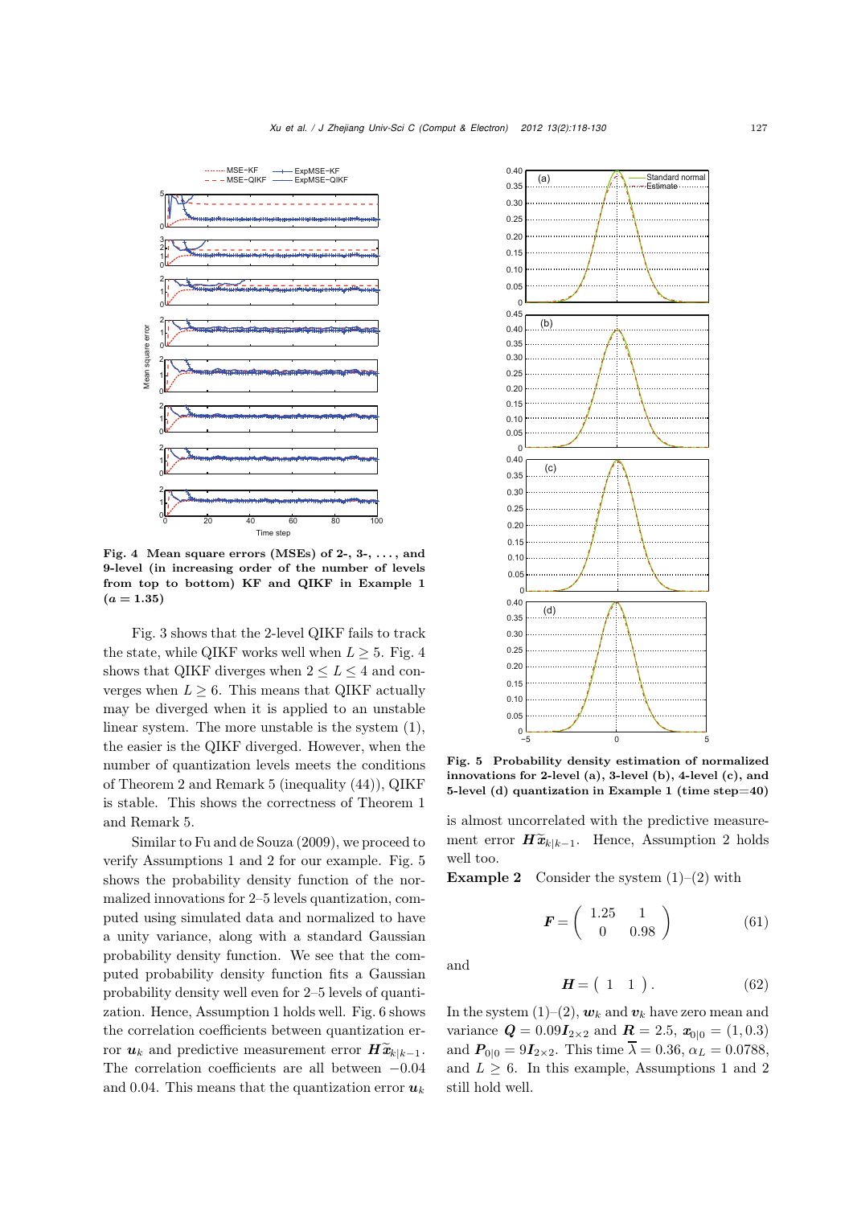**Fig. 4 Mean square errors (MSEs) of 2-, 3-, ..., and 9-level (in increasing order of the number of levels from top to bottom) KF and QIKF in Example 1 ($a = 1.35$)**

Fig. 3 shows that the 2-level QIKF fails to track the state, while QIKF works well when $L \geq 5$. Fig. 4 shows that QIKF diverges when $2 \leq L \leq 4$ and converges when $L \geq 6$. This means that QIKF actually may be diverged when it is applied to an unstable linear system. The more unstable is the system (1), the easier is the QIKF diverged. However, when the number of quantization levels meets the conditions of Theorem 2 and Remark 5 (inequality (44)), QIKF is stable. This shows the correctness of Theorem 1 and Remark 5.

Similar to Fu and de Souza (2009), we proceed to verify Assumptions 1 and 2 for our example. Fig. 5 shows the probability density function of the normalized innovations for 2–5 levels quantization, computed using simulated data and normalized to have a unity variance, along with a standard Gaussian probability density function. We see that the computed probability density function fits a Gaussian probability density well even for 2–5 levels of quantization. Hence, Assumption 1 holds well. Fig. 6 shows the correlation coefficients between quantization error $\boldsymbol{u}_k$ and predictive measurement error $\boldsymbol{H}\widetilde{\boldsymbol{x}}_{k|k-1}$. The correlation coefficients are all between $-0.04$ and $0.04$. This means that the quantization error $\boldsymbol{u}_k$ is almost uncorrelated with the predictive measurement error $\boldsymbol{H}\widetilde{\boldsymbol{x}}_{k|k-1}$. Hence, Assumption 2 holds well too.

**Fig. 5 Probability density estimation of normalized innovations for 2-level (a), 3-level (b), 4-level (c), and 5-level (d) quantization in Example 1 (time step=40)**

**Example 2** Consider the system (1)–(2) with

$$\boldsymbol{F} = \begin{pmatrix} 1.25 & 1 \\ 0 & 0.98 \end{pmatrix} \tag{61}$$

and

$$\boldsymbol{H} = \begin{pmatrix} 1 & 1 \end{pmatrix}. \tag{62}$$

In the system (1)–(2), $\boldsymbol{w}_k$ and $\boldsymbol{v}_k$ have zero mean and variance $\boldsymbol{Q} = 0.09\boldsymbol{I}_{2\times 2}$ and $\boldsymbol{R} = 2.5$, $\boldsymbol{x}_{0|0} = (1, 0.3)$ and $\boldsymbol{P}_{0|0} = 9\boldsymbol{I}_{2\times 2}$. This time $\overline{\lambda} = 0.36$, $\alpha_L = 0.0788$, and $L \geq 6$. In this example, Assumptions 1 and 2 still hold well.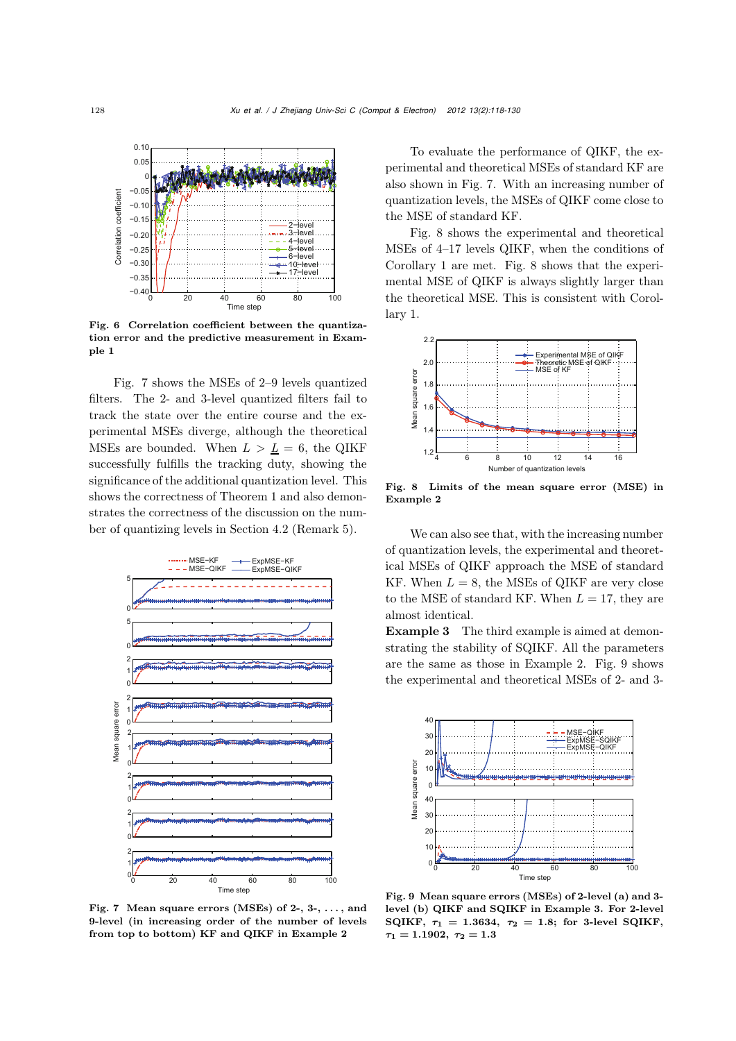Fig. 6 **Correlation coefficient between the quantization error and the predictive measurement in Example 1**

Fig. 7 shows the MSEs of 2–9 levels quantized filters. The 2- and 3-level quantized filters fail to track the state over the entire course and the experimental MSEs diverge, although the theoretical MSEs are bounded. When $L > \underline{L} = 6$, the QIKF successfully fulfills the tracking duty, showing the significance of the additional quantization level. This shows the correctness of Theorem 1 and also demonstrates the correctness of the discussion on the number of quantizing levels in Section 4.2 (Remark 5).

Fig. 7 **Mean square errors (MSEs) of 2-, 3-, ..., and 9-level (in increasing order of the number of levels from top to bottom) KF and QIKF in Example 2**

To evaluate the performance of QIKF, the experimental and theoretical MSEs of standard KF are also shown in Fig. 7. With an increasing number of quantization levels, the MSEs of QIKF come close to the MSE of standard KF.

Fig. 8 shows the experimental and theoretical MSEs of 4–17 levels QIKF, when the conditions of Corollary 1 are met. Fig. 8 shows that the experimental MSE of QIKF is always slightly larger than the theoretical MSE. This is consistent with Corollary 1.

Fig. 8 **Limits of the mean square error (MSE) in Example 2**

We can also see that, with the increasing number of quantization levels, the experimental and theoretical MSEs of QIKF approach the MSE of standard KF. When $L = 8$, the MSEs of QIKF are very close to the MSE of standard KF. When $L = 17$, they are almost identical.

**Example 3** The third example is aimed at demonstrating the stability of SQIKF. All the parameters are the same as those in Example 2. Fig. 9 shows the experimental and theoretical MSEs of 2- and 3-

Fig. 9 **Mean square errors (MSEs) of 2-level (a) and 3-level (b) QIKF and SQIKF in Example 3. For 2-level SQIKF, $\tau_1 = 1.3634$, $\tau_2 = 1.8$; for 3-level SQIKF, $\tau_1 = 1.1902$, $\tau_2 = 1.3$**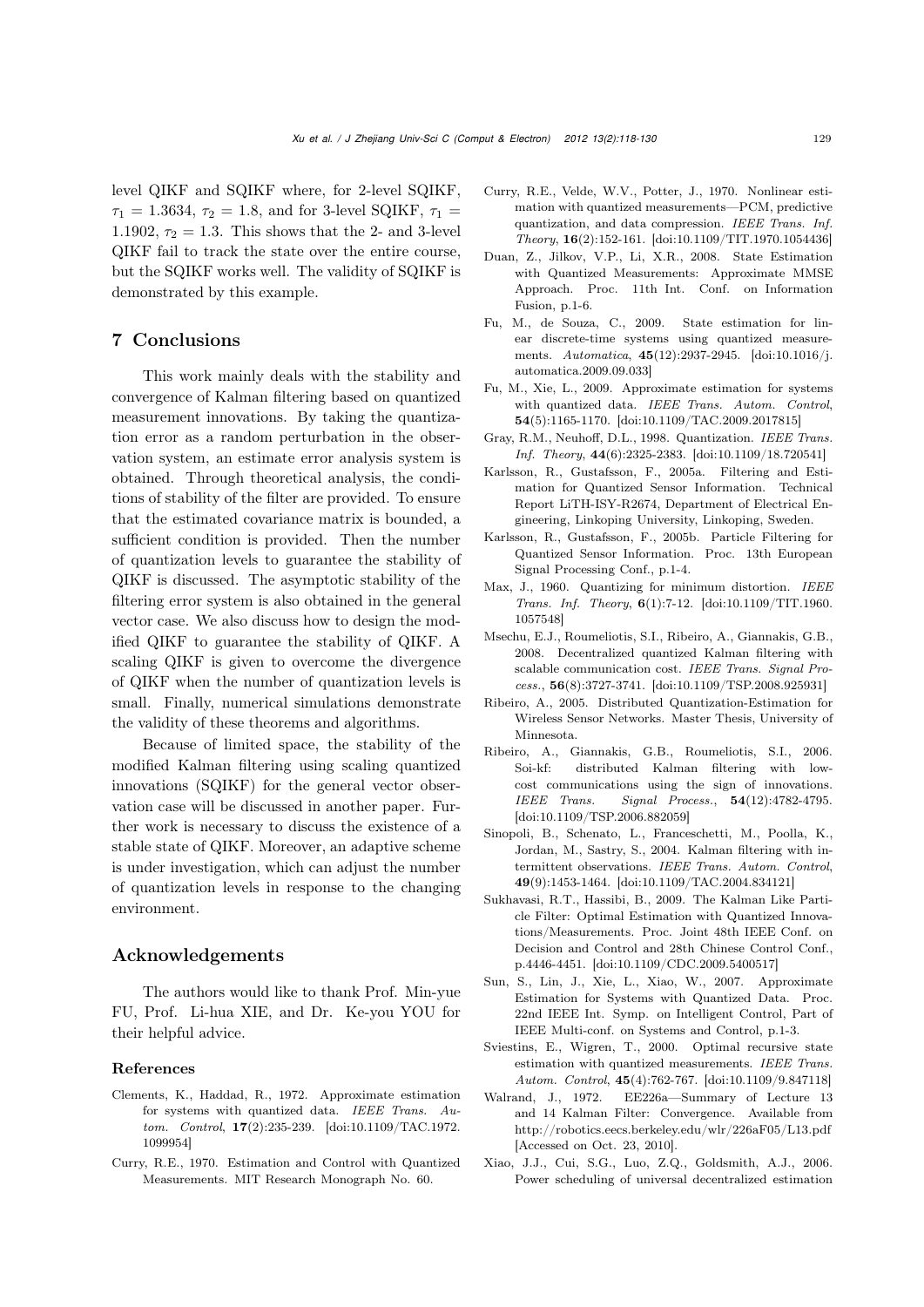level QIKF and SQIKF where, for 2-level SQIKF, $\tau_1 = 1.3634$, $\tau_2 = 1.8$, and for 3-level SQIKF, $\tau_1 = 1.1902$, $\tau_2 = 1.3$. This shows that the 2- and 3-level QIKF fail to track the state over the entire course, but the SQIKF works well. The validity of SQIKF is demonstrated by this example.

## 7 Conclusions

This work mainly deals with the stability and convergence of Kalman filtering based on quantized measurement innovations. By taking the quantization error as a random perturbation in the observation system, an estimate error analysis system is obtained. Through theoretical analysis, the conditions of stability of the filter are provided. To ensure that the estimated covariance matrix is bounded, a sufficient condition is provided. Then the number of quantization levels to guarantee the stability of QIKF is discussed. The asymptotic stability of the filtering error system is also obtained in the general vector case. We also discuss how to design the modified QIKF to guarantee the stability of QIKF. A scaling QIKF is given to overcome the divergence of QIKF when the number of quantization levels is small. Finally, numerical simulations demonstrate the validity of these theorems and algorithms.

Because of limited space, the stability of the modified Kalman filtering using scaling quantized innovations (SQIKF) for the general vector observation case will be discussed in another paper. Further work is necessary to discuss the existence of a stable state of QIKF. Moreover, an adaptive scheme is under investigation, which can adjust the number of quantization levels in response to the changing environment.

## Acknowledgements

The authors would like to thank Prof. Min-yue FU, Prof. Li-hua XIE, and Dr. Ke-you YOU for their helpful advice.

### References

Clements, K., Haddad, R., 1972. Approximate estimation for systems with quantized data. *IEEE Trans. Autom. Control*, **17**(2):235-239. [doi:10.1109/TAC.1972.1099954]

Curry, R.E., 1970. Estimation and Control with Quantized Measurements. MIT Research Monograph No. 60.

Curry, R.E., Velde, W.V., Potter, J., 1970. Nonlinear estimation with quantized measurements—PCM, predictive quantization, and data compression. *IEEE Trans. Inf. Theory*, **16**(2):152-161. [doi:10.1109/TIT.1970.1054436]

Duan, Z., Jilkov, V.P., Li, X.R., 2008. State Estimation with Quantized Measurements: Approximate MMSE Approach. Proc. 11th Int. Conf. on Information Fusion, p.1-6.

Fu, M., de Souza, C., 2009. State estimation for linear discrete-time systems using quantized measurements. *Automatica*, **45**(12):2937-2945. [doi:10.1016/j.automatica.2009.09.033]

Fu, M., Xie, L., 2009. Approximate estimation for systems with quantized data. *IEEE Trans. Autom. Control*, **54**(5):1165-1170. [doi:10.1109/TAC.2009.2017815]

Gray, R.M., Neuhoff, D.L., 1998. Quantization. *IEEE Trans. Inf. Theory*, **44**(6):2325-2383. [doi:10.1109/18.720541]

Karlsson, R., Gustafsson, F., 2005a. Filtering and Estimation for Quantized Sensor Information. Technical Report LiTH-ISY-R2674, Department of Electrical Engineering, Linkoping University, Linkoping, Sweden.

Karlsson, R., Gustafsson, F., 2005b. Particle Filtering for Quantized Sensor Information. Proc. 13th European Signal Processing Conf., p.1-4.

Max, J., 1960. Quantizing for minimum distortion. *IEEE Trans. Inf. Theory*, **6**(1):7-12. [doi:10.1109/TIT.1960.1057548]

Msechu, E.J., Roumeliotis, S.I., Ribeiro, A., Giannakis, G.B., 2008. Decentralized quantized Kalman filtering with scalable communication cost. *IEEE Trans. Signal Process.*, **56**(8):3727-3741. [doi:10.1109/TSP.2008.925931]

Ribeiro, A., 2005. Distributed Quantization-Estimation for Wireless Sensor Networks. Master Thesis, University of Minnesota.

Ribeiro, A., Giannakis, G.B., Roumeliotis, S.I., 2006. Soi-kf: distributed Kalman filtering with low-cost communications using the sign of innovations. *IEEE Trans. Signal Process.*, **54**(12):4782-4795. [doi:10.1109/TSP.2006.882059]

Sinopoli, B., Schenato, L., Franceschetti, M., Poolla, K., Jordan, M., Sastry, S., 2004. Kalman filtering with intermittent observations. *IEEE Trans. Autom. Control*, **49**(9):1453-1464. [doi:10.1109/TAC.2004.834121]

Sukhavasi, R.T., Hassibi, B., 2009. The Kalman Like Particle Filter: Optimal Estimation with Quantized Innovations/Measurements. Proc. Joint 48th IEEE Conf. on Decision and Control and 28th Chinese Control Conf., p.4446-4451. [doi:10.1109/CDC.2009.5400517]

Sun, S., Lin, J., Xie, L., Xiao, W., 2007. Approximate Estimation for Systems with Quantized Data. Proc. 22nd IEEE Int. Symp. on Intelligent Control, Part of IEEE Multi-conf. on Systems and Control, p.1-3.

Sviestins, E., Wigren, T., 2000. Optimal recursive state estimation with quantized measurements. *IEEE Trans. Autom. Control*, **45**(4):762-767. [doi:10.1109/9.847118]

Walrand, J., 1972. EE226a—Summary of Lecture 13 and 14 Kalman Filter: Convergence. Available from http://robotics.eecs.berkeley.edu/wlr/226aF05/L13.pdf [Accessed on Oct. 23, 2010].

Xiao, J.J., Cui, S.G., Luo, Z.Q., Goldsmith, A.J., 2006. Power scheduling of universal decentralized estimation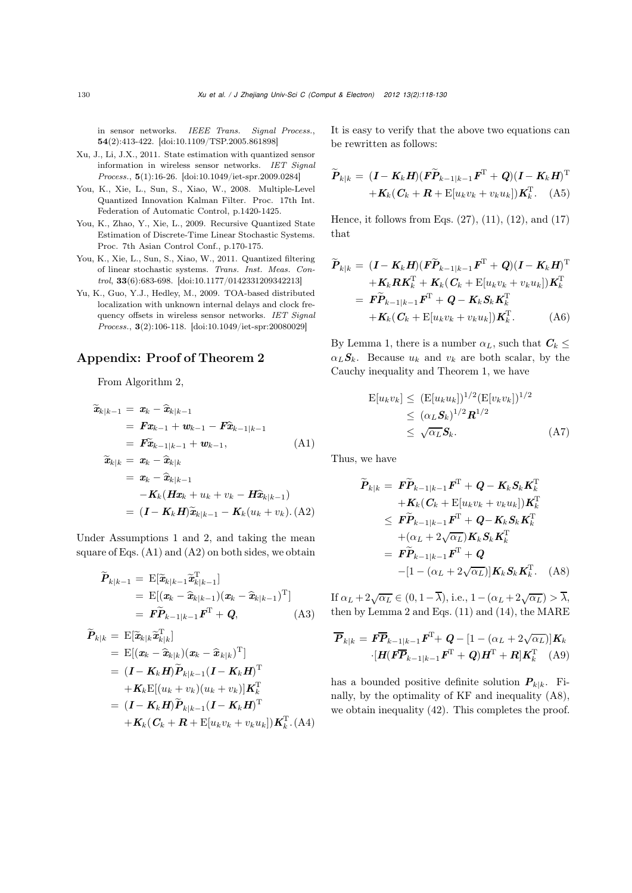in sensor networks. *IEEE Trans. Signal Process.*, **54**(2):413-422. [doi:10.1109/TSP.2005.861898]

Xu, J., Li, J.X., 2011. State estimation with quantized sensor information in wireless sensor networks. *IET Signal Process.*, **5**(1):16-26. [doi:10.1049/iet-spr.2009.0284]

You, K., Xie, L., Sun, S., Xiao, W., 2008. Multiple-Level Quantized Innovation Kalman Filter. Proc. 17th Int. Federation of Automatic Control, p.1420-1425.

You, K., Zhao, Y., Xie, L., 2009. Recursive Quantized State Estimation of Discrete-Time Linear Stochastic Systems. Proc. 7th Asian Control Conf., p.170-175.

You, K., Xie, L., Sun, S., Xiao, W., 2011. Quantized filtering of linear stochastic systems. *Trans. Inst. Meas. Control*, **33**(6):683-698. [doi:10.1177/0142331209342213]

Yu, K., Guo, Y.J., Hedley, M., 2009. TOA-based distributed localization with unknown internal delays and clock frequency offsets in wireless sensor networks. *IET Signal Process.*, **3**(2):106-118. [doi:10.1049/iet-spr:20080029]

## Appendix: Proof of Theorem 2

From Algorithm 2,

$$
\begin{aligned}
\widetilde{\boldsymbol{x}}_{k|k-1} &= \boldsymbol{x}_k - \widehat{\boldsymbol{x}}_{k|k-1} \\
&= \boldsymbol{F}\boldsymbol{x}_{k-1} + \boldsymbol{w}_{k-1} - \boldsymbol{F}\widehat{\boldsymbol{x}}_{k-1|k-1} \\
&= \boldsymbol{F}\widetilde{\boldsymbol{x}}_{k-1|k-1} + \boldsymbol{w}_{k-1}, \qquad \text{(A1)} \\
\widetilde{\boldsymbol{x}}_{k|k} &= \boldsymbol{x}_k - \widehat{\boldsymbol{x}}_{k|k} \\
&= \boldsymbol{x}_k - \widehat{\boldsymbol{x}}_{k|k-1} \\
&\quad - \boldsymbol{K}_k(\boldsymbol{H}\boldsymbol{x}_k + u_k + v_k - \boldsymbol{H}\widehat{\boldsymbol{x}}_{k|k-1}) \\
&= (\boldsymbol{I} - \boldsymbol{K}_k\boldsymbol{H})\widetilde{\boldsymbol{x}}_{k|k-1} - \boldsymbol{K}_k(u_k + v_k). \qquad \text{(A2)}
\end{aligned}
$$

Under Assumptions 1 and 2, and taking the mean square of Eqs. (A1) and (A2) on both sides, we obtain

$$
\begin{aligned}
\widetilde{\boldsymbol{P}}_{k|k-1} &= \mathrm{E}[\widetilde{\boldsymbol{x}}_{k|k-1}\widetilde{\boldsymbol{x}}_{k|k-1}^{\mathrm{T}}] \\
&= \mathrm{E}[(\boldsymbol{x}_k - \widehat{\boldsymbol{x}}_{k|k-1})(\boldsymbol{x}_k - \widehat{\boldsymbol{x}}_{k|k-1})^{\mathrm{T}}] \\
&= \boldsymbol{F}\widetilde{\boldsymbol{P}}_{k-1|k-1}\boldsymbol{F}^{\mathrm{T}} + \boldsymbol{Q}, \qquad \text{(A3)}
\end{aligned}
$$

$$
\begin{aligned}
\widetilde{\boldsymbol{P}}_{k|k} &= \mathrm{E}[\widetilde{\boldsymbol{x}}_{k|k}\widetilde{\boldsymbol{x}}_{k|k}^{\mathrm{T}}] \\
&= \mathrm{E}[(\boldsymbol{x}_k - \widehat{\boldsymbol{x}}_{k|k})(\boldsymbol{x}_k - \widehat{\boldsymbol{x}}_{k|k})^{\mathrm{T}}] \\
&= (\boldsymbol{I} - \boldsymbol{K}_k\boldsymbol{H})\widetilde{\boldsymbol{P}}_{k|k-1}(\boldsymbol{I} - \boldsymbol{K}_k\boldsymbol{H})^{\mathrm{T}} \\
&\quad + \boldsymbol{K}_k\mathrm{E}[(u_k + v_k)(u_k + v_k)]\boldsymbol{K}_k^{\mathrm{T}} \\
&= (\boldsymbol{I} - \boldsymbol{K}_k\boldsymbol{H})\widetilde{\boldsymbol{P}}_{k|k-1}(\boldsymbol{I} - \boldsymbol{K}_k\boldsymbol{H})^{\mathrm{T}} \\
&\quad + \boldsymbol{K}_k(\boldsymbol{C}_k + \boldsymbol{R} + \mathrm{E}[u_kv_k + v_ku_k])\boldsymbol{K}_k^{\mathrm{T}}. \qquad \text{(A4)}
\end{aligned}
$$

It is easy to verify that the above two equations can be rewritten as follows:

$$
\begin{aligned}
\widetilde{\boldsymbol{P}}_{k|k} &= (\boldsymbol{I} - \boldsymbol{K}_k\boldsymbol{H})(\boldsymbol{F}\widetilde{\boldsymbol{P}}_{k-1|k-1}\boldsymbol{F}^{\mathrm{T}} + \boldsymbol{Q})(\boldsymbol{I} - \boldsymbol{K}_k\boldsymbol{H})^{\mathrm{T}} \\
&\quad + \boldsymbol{K}_k(\boldsymbol{C}_k + \boldsymbol{R} + \mathrm{E}[u_kv_k + v_ku_k])\boldsymbol{K}_k^{\mathrm{T}}. \qquad \text{(A5)}
\end{aligned}
$$

Hence, it follows from Eqs. (27), (11), (12), and (17) that

$$
\begin{aligned}
\widetilde{\boldsymbol{P}}_{k|k} &= (\boldsymbol{I} - \boldsymbol{K}_k\boldsymbol{H})(\boldsymbol{F}\widetilde{\boldsymbol{P}}_{k-1|k-1}\boldsymbol{F}^{\mathrm{T}} + \boldsymbol{Q})(\boldsymbol{I} - \boldsymbol{K}_k\boldsymbol{H})^{\mathrm{T}} \\
&\quad + \boldsymbol{K}_k\boldsymbol{R}\boldsymbol{K}_k^{\mathrm{T}} + \boldsymbol{K}_k(\boldsymbol{C}_k + \mathrm{E}[u_kv_k + v_ku_k])\boldsymbol{K}_k^{\mathrm{T}} \\
&= \boldsymbol{F}\widetilde{\boldsymbol{P}}_{k-1|k-1}\boldsymbol{F}^{\mathrm{T}} + \boldsymbol{Q} - \boldsymbol{K}_k\boldsymbol{S}_k\boldsymbol{K}_k^{\mathrm{T}} \\
&\quad + \boldsymbol{K}_k(\boldsymbol{C}_k + \mathrm{E}[u_kv_k + v_ku_k])\boldsymbol{K}_k^{\mathrm{T}}. \qquad \text{(A6)}
\end{aligned}
$$

By Lemma 1, there is a number $\alpha_L$, such that $\boldsymbol{C}_k \leq \alpha_L\boldsymbol{S}_k$. Because $u_k$ and $v_k$ are both scalar, by the Cauchy inequality and Theorem 1, we have

$$
\begin{aligned}
\mathrm{E}[u_kv_k] &\leq (\mathrm{E}[u_ku_k])^{1/2}(\mathrm{E}[v_kv_k])^{1/2} \\
&\leq (\alpha_L\boldsymbol{S}_k)^{1/2}\boldsymbol{R}^{1/2} \\
&\leq \sqrt{\alpha_L}\boldsymbol{S}_k. \qquad \text{(A7)}
\end{aligned}
$$

Thus, we have

$$
\begin{aligned}
\widetilde{\boldsymbol{P}}_{k|k} &= \boldsymbol{F}\widetilde{\boldsymbol{P}}_{k-1|k-1}\boldsymbol{F}^{\mathrm{T}} + \boldsymbol{Q} - \boldsymbol{K}_k\boldsymbol{S}_k\boldsymbol{K}_k^{\mathrm{T}} \\
&\quad + \boldsymbol{K}_k(\boldsymbol{C}_k + \mathrm{E}[u_kv_k + v_ku_k])\boldsymbol{K}_k^{\mathrm{T}} \\
&\leq \boldsymbol{F}\widetilde{\boldsymbol{P}}_{k-1|k-1}\boldsymbol{F}^{\mathrm{T}} + \boldsymbol{Q} - \boldsymbol{K}_k\boldsymbol{S}_k\boldsymbol{K}_k^{\mathrm{T}} \\
&\quad + (\alpha_L + 2\sqrt{\alpha_L})\boldsymbol{K}_k\boldsymbol{S}_k\boldsymbol{K}_k^{\mathrm{T}} \\
&= \boldsymbol{F}\widetilde{\boldsymbol{P}}_{k-1|k-1}\boldsymbol{F}^{\mathrm{T}} + \boldsymbol{Q} \\
&\quad - [1 - (\alpha_L + 2\sqrt{\alpha_L})]\boldsymbol{K}_k\boldsymbol{S}_k\boldsymbol{K}_k^{\mathrm{T}}. \qquad \text{(A8)}
\end{aligned}
$$

If $\alpha_L + 2\sqrt{\alpha_L} \in (0, 1-\overline{\lambda})$, i.e., $1-(\alpha_L + 2\sqrt{\alpha_L}) > \overline{\lambda}$, then by Lemma 2 and Eqs. (11) and (14), the MARE

$$
\begin{aligned}
\overline{\boldsymbol{P}}_{k|k} &= \boldsymbol{F}\overline{\boldsymbol{P}}_{k-1|k-1}\boldsymbol{F}^{\mathrm{T}} + \boldsymbol{Q} - [1 - (\alpha_L + 2\sqrt{\alpha_L})]\boldsymbol{K}_k \\
&\quad \cdot[\boldsymbol{H}(\boldsymbol{F}\overline{\boldsymbol{P}}_{k-1|k-1}\boldsymbol{F}^{\mathrm{T}} + \boldsymbol{Q})\boldsymbol{H}^{\mathrm{T}} + \boldsymbol{R}]\boldsymbol{K}_k^{\mathrm{T}} \qquad \text{(A9)}
\end{aligned}
$$

has a bounded positive definite solution $\boldsymbol{P}_{k|k}$. Finally, by the optimality of KF and inequality (A8), we obtain inequality (42). This completes the proof.